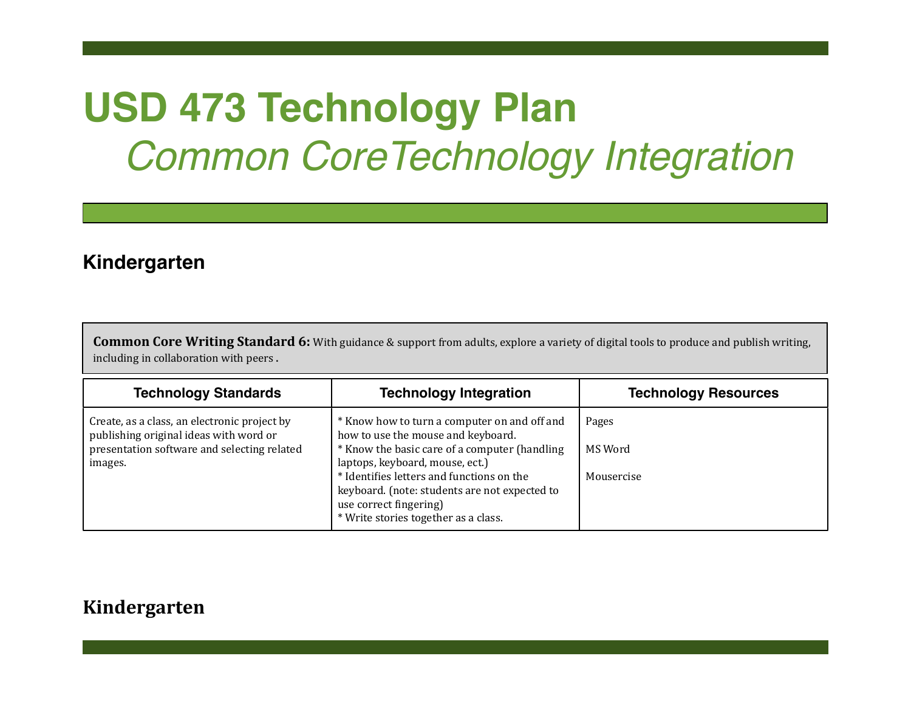# USD 473 Technology Plan

## *Common CoreTechnology Integration*

### Kindergarten

**Common Core Writing Standard 6:** With guidance & support from adults, explore a variety of digital tools to produce and publish writing, including in collaboration with peers .

| Technology Standards | Technology Integration | Technology Resources |
|---|---|---|
| Create, as a class, an electronic project by publishing original ideas with word or presentation software and selecting related images. | * Know how to turn a computer on and off and how to use the mouse and keyboard.<br>* Know the basic care of a computer (handling laptops, keyboard, mouse, ect.)<br>* Identifies letters and functions on the keyboard. (note: students are not expected to use correct fingering)<br>* Write stories together as a class. | Pages<br><br>MS Word<br><br>Mousercise |

**Kindergarten**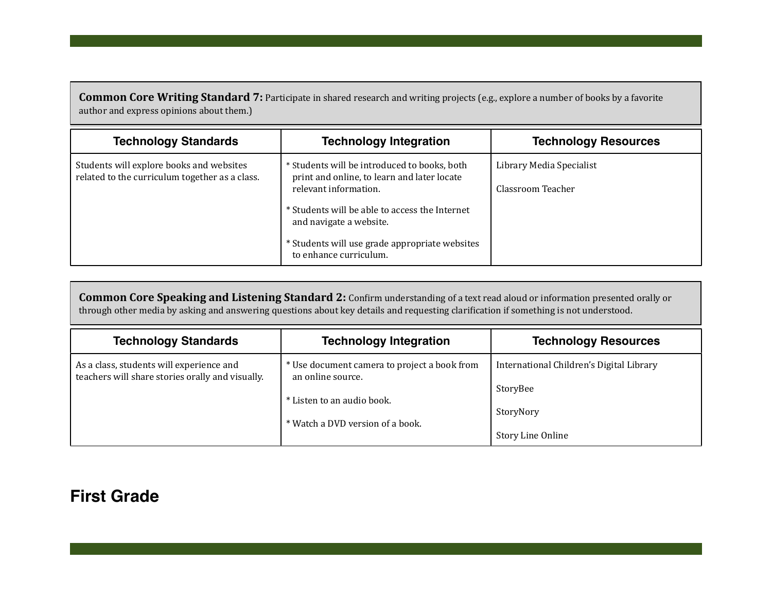**Common Core Writing Standard 7:** Participate in shared research and writing projects (e.g., explore a number of books by a favorite author and express opinions about them.)

| Technology Standards | Technology Integration | Technology Resources |
|---|---|---|
| Students will explore books and websites related to the curriculum together as a class. | * Students will be introduced to books, both print and online, to learn and later locate relevant information.<br><br>* Students will be able to access the Internet and navigate a website.<br><br>* Students will use grade appropriate websites to enhance curriculum. | Library Media Specialist<br><br>Classroom Teacher |

**Common Core Speaking and Listening Standard 2:** Confirm understanding of a text read aloud or information presented orally or through other media by asking and answering questions about key details and requesting clarification if something is not understood.

| Technology Standards | Technology Integration | Technology Resources |
|---|---|---|
| As a class, students will experience and teachers will share stories orally and visually. | * Use document camera to project a book from an online source.<br><br>* Listen to an audio book.<br><br>* Watch a DVD version of a book. | International Children's Digital Library<br><br>StoryBee<br><br>StoryNory<br><br>Story Line Online |

## First Grade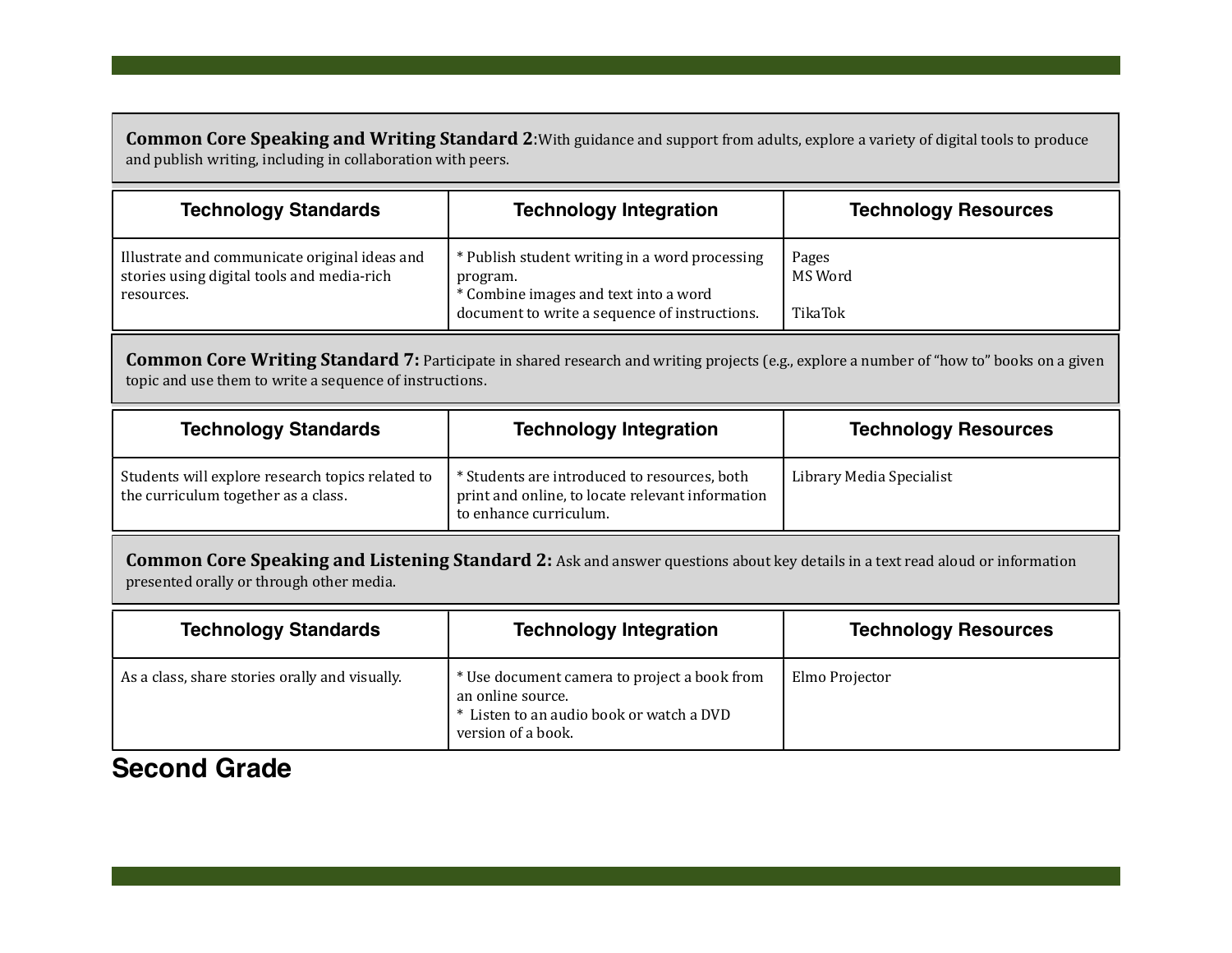**Common Core Speaking and Writing Standard 2**:With guidance and support from adults, explore a variety of digital tools to produce and publish writing, including in collaboration with peers.

| Technology Standards | Technology Integration | Technology Resources |
|---|---|---|
| Illustrate and communicate original ideas and stories using digital tools and media-rich resources. | * Publish student writing in a word processing program.<br>* Combine images and text into a word document to write a sequence of instructions. | Pages<br>MS Word<br><br>TikaTok |

**Common Core Writing Standard 7:** Participate in shared research and writing projects (e.g., explore a number of "how to" books on a given topic and use them to write a sequence of instructions.

| Technology Standards | Technology Integration | Technology Resources |
|---|---|---|
| Students will explore research topics related to the curriculum together as a class. | * Students are introduced to resources, both print and online, to locate relevant information to enhance curriculum. | Library Media Specialist |

**Common Core Speaking and Listening Standard 2:** Ask and answer questions about key details in a text read aloud or information presented orally or through other media.

| Technology Standards | Technology Integration | Technology Resources |
|---|---|---|
| As a class, share stories orally and visually. | * Use document camera to project a book from an online source.<br>* Listen to an audio book or watch a DVD version of a book. | Elmo Projector |

## Second Grade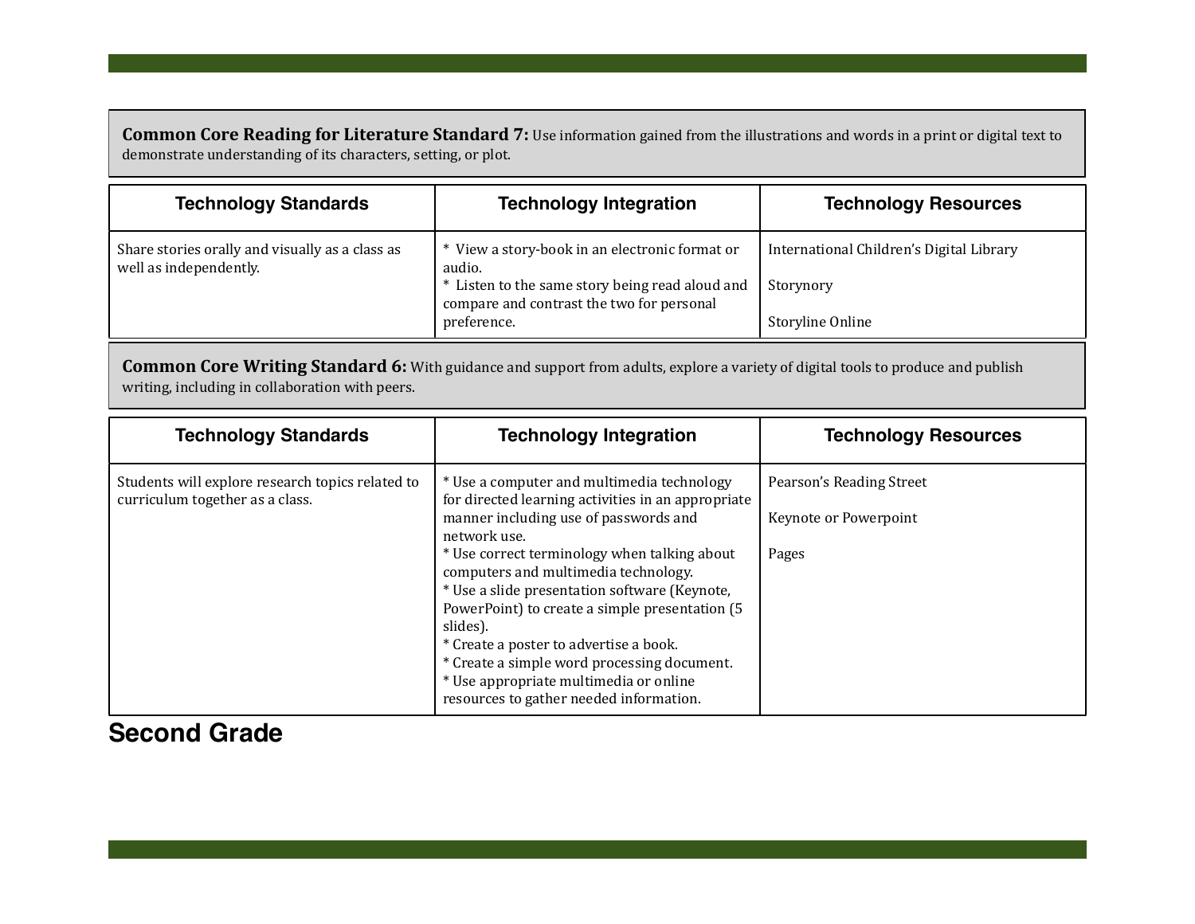**Common Core Reading for Literature Standard 7:** Use information gained from the illustrations and words in a print or digital text to demonstrate understanding of its characters, setting, or plot.

| Technology Standards | Technology Integration | Technology Resources |
|---|---|---|
| Share stories orally and visually as a class as well as independently. | * View a story-book in an electronic format or audio.<br>* Listen to the same story being read aloud and compare and contrast the two for personal preference. | International Children's Digital Library<br><br>Storynory<br><br>Storyline Online |

**Common Core Writing Standard 6:** With guidance and support from adults, explore a variety of digital tools to produce and publish writing, including in collaboration with peers.

| Technology Standards | Technology Integration | Technology Resources |
|---|---|---|
| Students will explore research topics related to curriculum together as a class. | * Use a computer and multimedia technology for directed learning activities in an appropriate manner including use of passwords and network use.<br>* Use correct terminology when talking about computers and multimedia technology.<br>* Use a slide presentation software (Keynote, PowerPoint) to create a simple presentation (5 slides).<br>* Create a poster to advertise a book.<br>* Create a simple word processing document.<br>* Use appropriate multimedia or online resources to gather needed information. | Pearson's Reading Street<br><br>Keynote or Powerpoint<br><br>Pages |

## Second Grade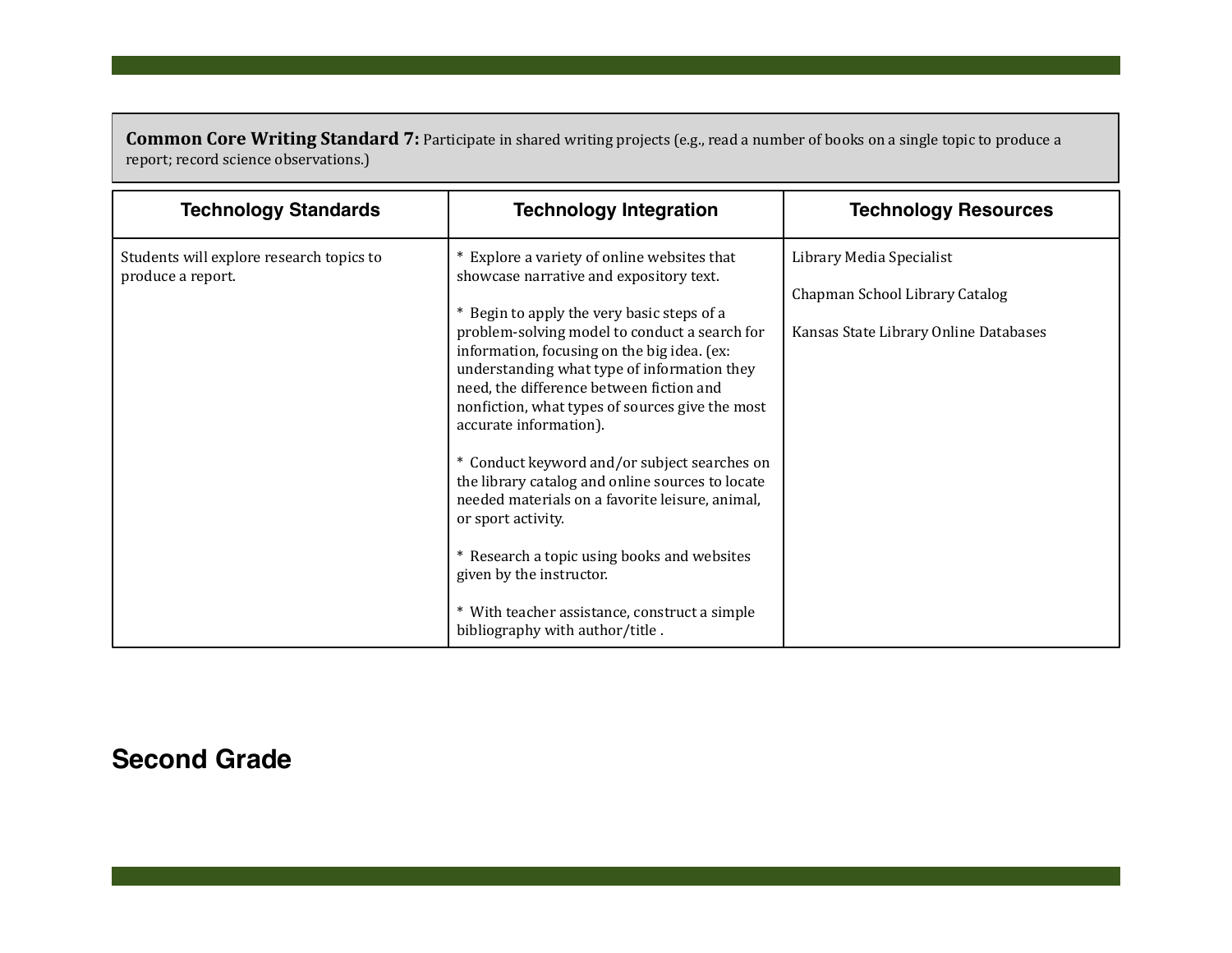**Common Core Writing Standard 7:** Participate in shared writing projects (e.g., read a number of books on a single topic to produce a report; record science observations.)

| Technology Standards | Technology Integration | Technology Resources |
|---|---|---|
| Students will explore research topics to produce a report. | * Explore a variety of online websites that showcase narrative and expository text.<br><br>* Begin to apply the very basic steps of a problem-solving model to conduct a search for information, focusing on the big idea. (ex: understanding what type of information they need, the difference between fiction and nonfiction, what types of sources give the most accurate information).<br><br>* Conduct keyword and/or subject searches on the library catalog and online sources to locate needed materials on a favorite leisure, animal, or sport activity.<br><br>* Research a topic using books and websites given by the instructor.<br><br>* With teacher assistance, construct a simple bibliography with author/title . | Library Media Specialist<br><br>Chapman School Library Catalog<br><br>Kansas State Library Online Databases |

## Second Grade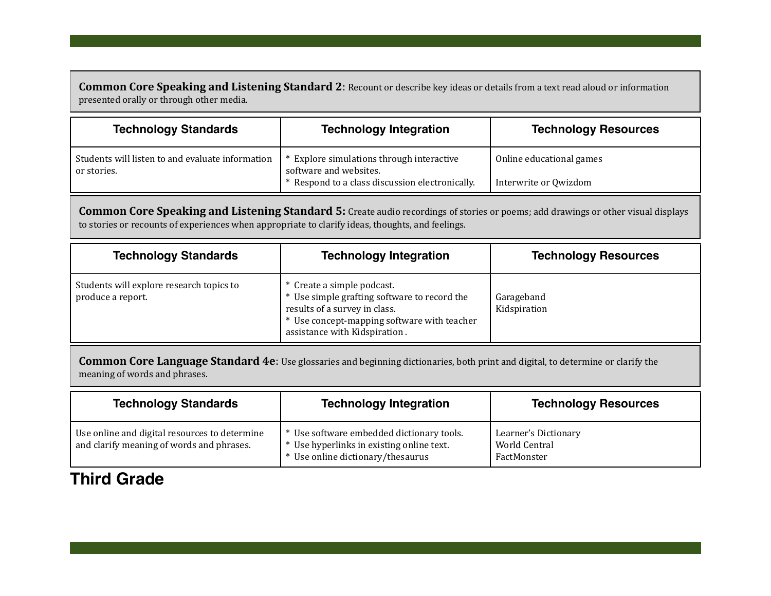**Common Core Speaking and Listening Standard 2**: Recount or describe key ideas or details from a text read aloud or information presented orally or through other media.

| Technology Standards | Technology Integration | Technology Resources |
|---|---|---|
| Students will listen to and evaluate information or stories. | * Explore simulations through interactive software and websites.<br>* Respond to a class discussion electronically. | Online educational games<br><br>Interwrite or Qwizdom |

**Common Core Speaking and Listening Standard 5:** Create audio recordings of stories or poems; add drawings or other visual displays to stories or recounts of experiences when appropriate to clarify ideas, thoughts, and feelings.

| Technology Standards | Technology Integration | Technology Resources |
|---|---|---|
| Students will explore research topics to produce a report. | * Create a simple podcast.<br>* Use simple grafting software to record the results of a survey in class.<br>* Use concept-mapping software with teacher assistance with Kidspiration . | Garageband<br>Kidspiration |

**Common Core Language Standard 4e**: Use glossaries and beginning dictionaries, both print and digital, to determine or clarify the meaning of words and phrases.

| Technology Standards | Technology Integration | Technology Resources |
|---|---|---|
| Use online and digital resources to determine and clarify meaning of words and phrases. | * Use software embedded dictionary tools.<br>* Use hyperlinks in existing online text.<br>* Use online dictionary/thesaurus | Learner's Dictionary<br>World Central<br>FactMonster |

## Third Grade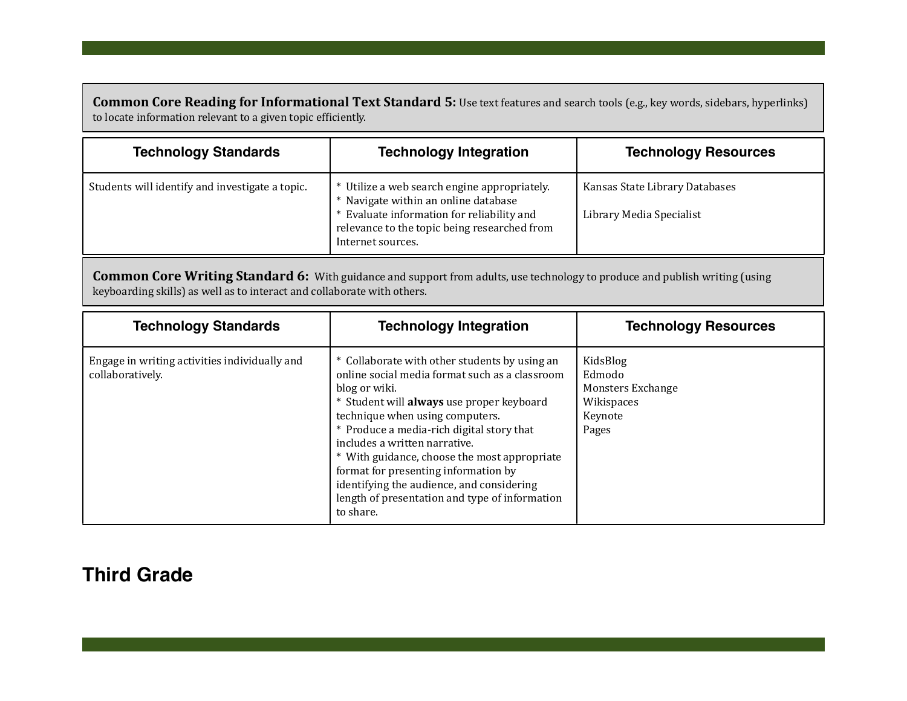**Common Core Reading for Informational Text Standard 5:** Use text features and search tools (e.g., key words, sidebars, hyperlinks) to locate information relevant to a given topic efficiently.

| Technology Standards | Technology Integration | Technology Resources |
|---|---|---|
| Students will identify and investigate a topic. | * Utilize a web search engine appropriately.<br>* Navigate within an online database<br>* Evaluate information for reliability and relevance to the topic being researched from Internet sources. | Kansas State Library Databases<br><br>Library Media Specialist |

**Common Core Writing Standard 6:** With guidance and support from adults, use technology to produce and publish writing (using keyboarding skills) as well as to interact and collaborate with others.

| Technology Standards | Technology Integration | Technology Resources |
|---|---|---|
| Engage in writing activities individually and collaboratively. | * Collaborate with other students by using an online social media format such as a classroom blog or wiki.<br>* Student will **always** use proper keyboard technique when using computers.<br>* Produce a media-rich digital story that includes a written narrative.<br>* With guidance, choose the most appropriate format for presenting information by identifying the audience, and considering length of presentation and type of information to share. | KidsBlog<br>Edmodo<br>Monsters Exchange<br>Wikispaces<br>Keynote<br>Pages |

## Third Grade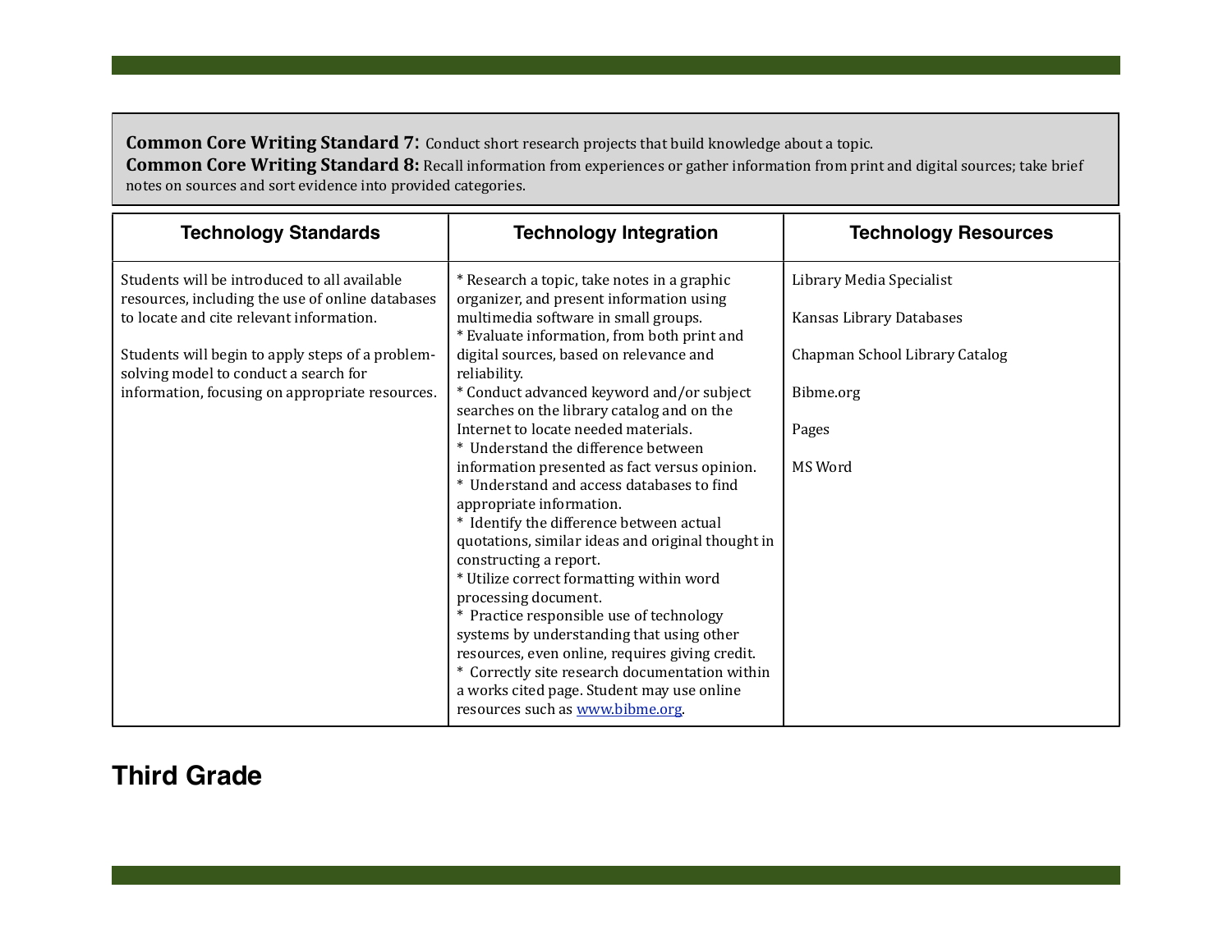**Common Core Writing Standard 7:** Conduct short research projects that build knowledge about a topic.
**Common Core Writing Standard 8:** Recall information from experiences or gather information from print and digital sources; take brief notes on sources and sort evidence into provided categories.

| Technology Standards | Technology Integration | Technology Resources |
|---|---|---|
| Students will be introduced to all available resources, including the use of online databases to locate and cite relevant information.<br><br>Students will begin to apply steps of a problem-solving model to conduct a search for information, focusing on appropriate resources. | * Research a topic, take notes in a graphic organizer, and present information using multimedia software in small groups.<br>* Evaluate information, from both print and digital sources, based on relevance and reliability.<br>* Conduct advanced keyword and/or subject searches on the library catalog and on the Internet to locate needed materials.<br>* Understand the difference between information presented as fact versus opinion.<br>* Understand and access databases to find appropriate information.<br>* Identify the difference between actual quotations, similar ideas and original thought in constructing a report.<br>* Utilize correct formatting within word processing document.<br>* Practice responsible use of technology systems by understanding that using other resources, even online, requires giving credit.<br>* Correctly site research documentation within a works cited page. Student may use online resources such as www.bibme.org. | Library Media Specialist<br><br>Kansas Library Databases<br><br>Chapman School Library Catalog<br><br>Bibme.org<br><br>Pages<br><br>MS Word |

## Third Grade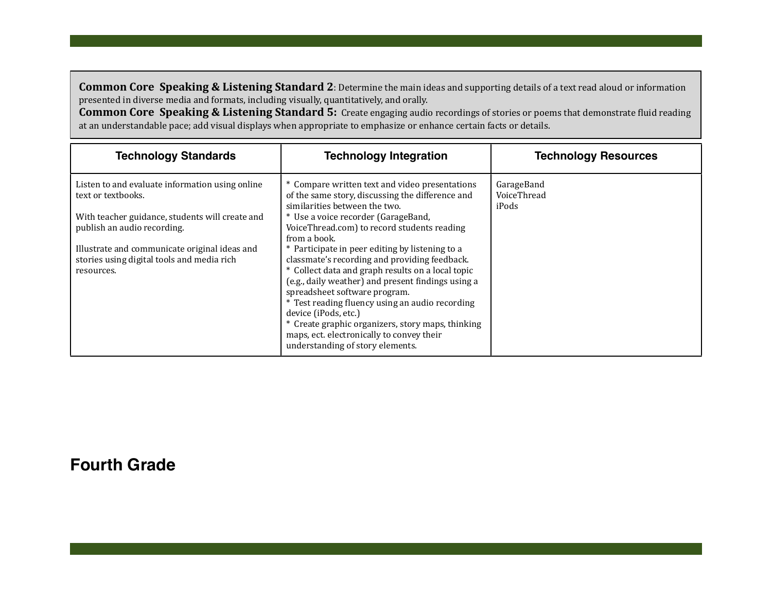**Common Core Speaking & Listening Standard 2**: Determine the main ideas and supporting details of a text read aloud or information presented in diverse media and formats, including visually, quantitatively, and orally.
**Common Core Speaking & Listening Standard 5:** Create engaging audio recordings of stories or poems that demonstrate fluid reading at an understandable pace; add visual displays when appropriate to emphasize or enhance certain facts or details.

| Technology Standards | Technology Integration | Technology Resources |
| --- | --- | --- |
| Listen to and evaluate information using online text or textbooks.<br><br>With teacher guidance, students will create and publish an audio recording.<br><br>Illustrate and communicate original ideas and stories using digital tools and media rich resources. | * Compare written text and video presentations of the same story, discussing the difference and similarities between the two.<br>* Use a voice recorder (GarageBand, VoiceThread.com) to record students reading from a book.<br>* Participate in peer editing by listening to a classmate's recording and providing feedback.<br>* Collect data and graph results on a local topic (e.g., daily weather) and present findings using a spreadsheet software program.<br>* Test reading fluency using an audio recording device (iPods, etc.)<br>* Create graphic organizers, story maps, thinking maps, ect. electronically to convey their understanding of story elements. | GarageBand<br>VoiceThread<br>iPods |

# Fourth Grade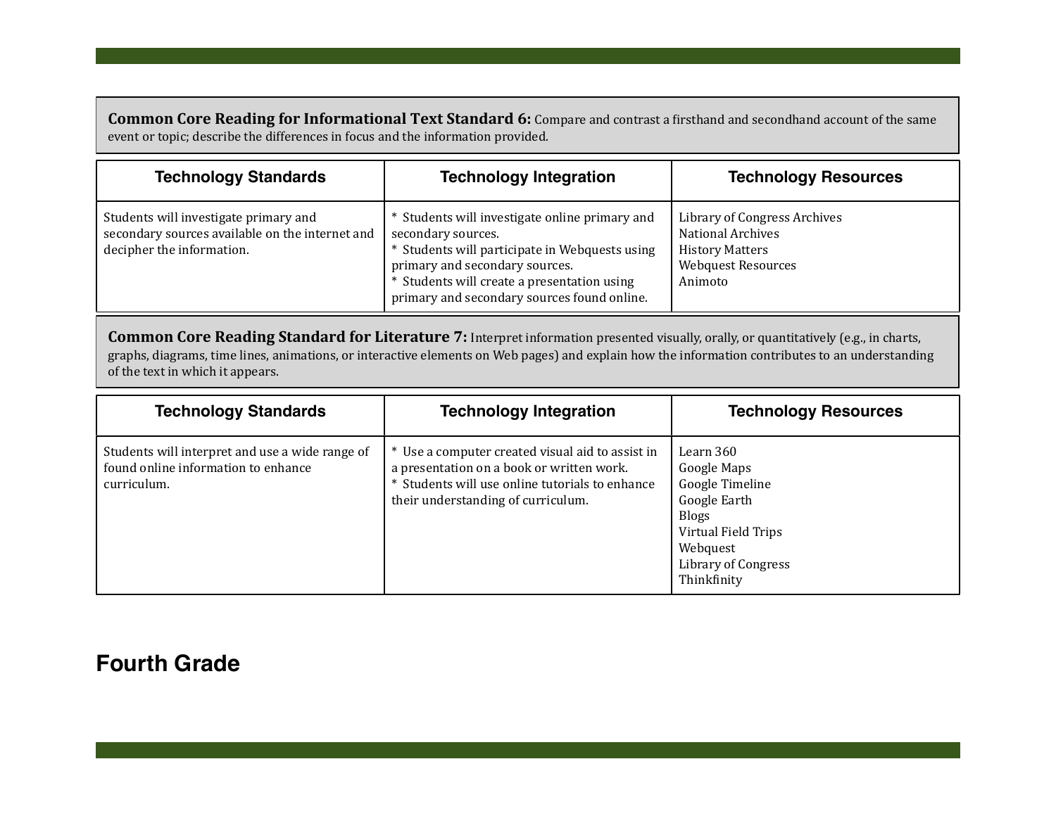**Common Core Reading for Informational Text Standard 6:** Compare and contrast a firsthand and secondhand account of the same event or topic; describe the differences in focus and the information provided.

| Technology Standards | Technology Integration | Technology Resources |
| --- | --- | --- |
| Students will investigate primary and secondary sources available on the internet and decipher the information. | * Students will investigate online primary and secondary sources.<br>* Students will participate in Webquests using primary and secondary sources.<br>* Students will create a presentation using primary and secondary sources found online. | Library of Congress Archives<br>National Archives<br>History Matters<br>Webquest Resources<br>Animoto |

**Common Core Reading Standard for Literature 7:** Interpret information presented visually, orally, or quantitatively (e.g., in charts, graphs, diagrams, time lines, animations, or interactive elements on Web pages) and explain how the information contributes to an understanding of the text in which it appears.

| Technology Standards | Technology Integration | Technology Resources |
| --- | --- | --- |
| Students will interpret and use a wide range of found online information to enhance curriculum. | * Use a computer created visual aid to assist in a presentation on a book or written work.<br>* Students will use online tutorials to enhance their understanding of curriculum. | Learn 360<br>Google Maps<br>Google Timeline<br>Google Earth<br>Blogs<br>Virtual Field Trips<br>Webquest<br>Library of Congress<br>Thinkfinity |

## Fourth Grade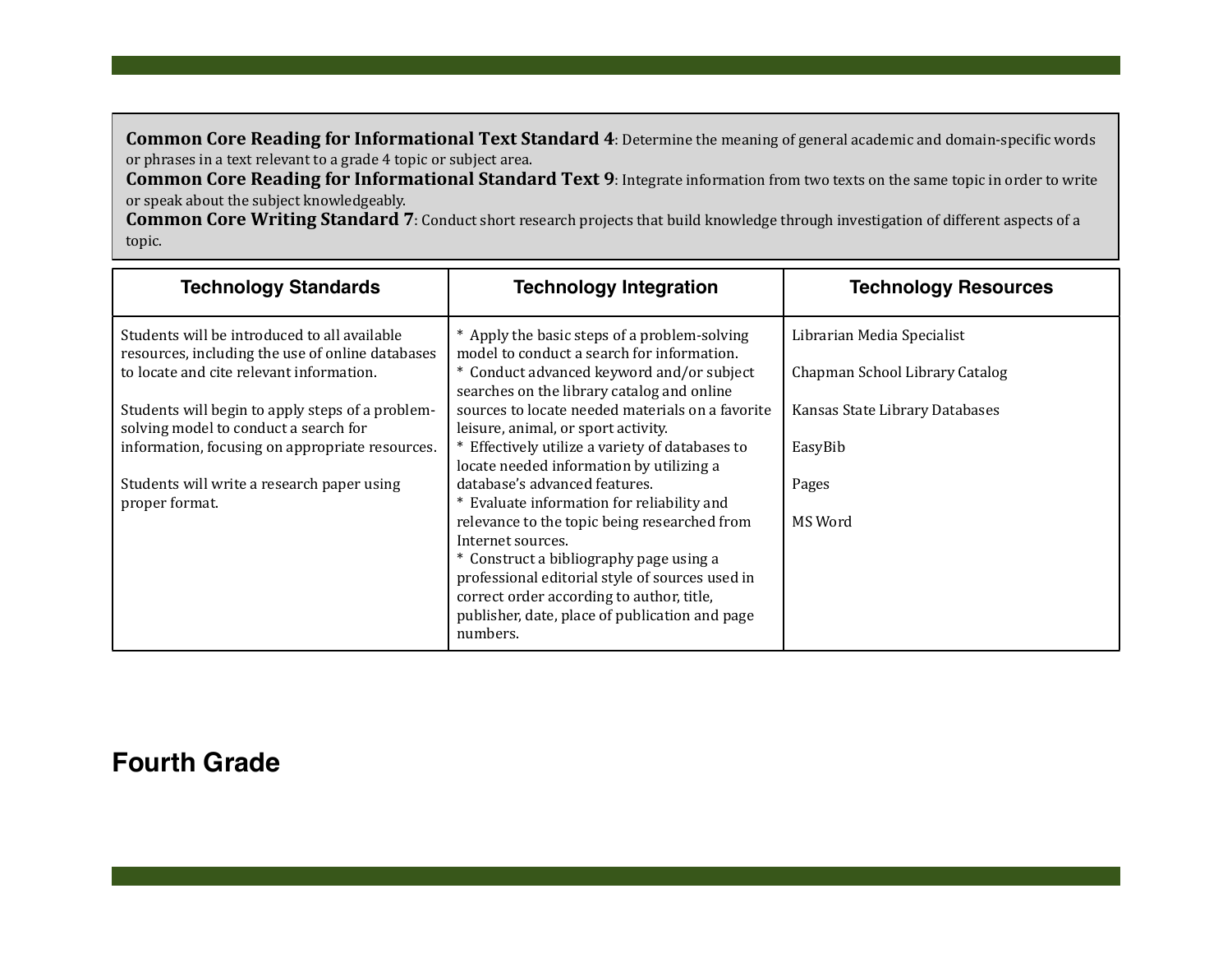**Common Core Reading for Informational Text Standard 4**: Determine the meaning of general academic and domain-specific words or phrases in a text relevant to a grade 4 topic or subject area.
**Common Core Reading for Informational Standard Text 9**: Integrate information from two texts on the same topic in order to write or speak about the subject knowledgeably.
**Common Core Writing Standard 7**: Conduct short research projects that build knowledge through investigation of different aspects of a topic.

| Technology Standards | Technology Integration | Technology Resources |
|---|---|---|
| Students will be introduced to all available resources, including the use of online databases to locate and cite relevant information.<br><br>Students will begin to apply steps of a problem-solving model to conduct a search for information, focusing on appropriate resources.<br><br>Students will write a research paper using proper format. | * Apply the basic steps of a problem-solving model to conduct a search for information.<br>* Conduct advanced keyword and/or subject searches on the library catalog and online sources to locate needed materials on a favorite leisure, animal, or sport activity.<br>* Effectively utilize a variety of databases to locate needed information by utilizing a database's advanced features.<br>* Evaluate information for reliability and relevance to the topic being researched from Internet sources.<br>* Construct a bibliography page using a professional editorial style of sources used in correct order according to author, title, publisher, date, place of publication and page numbers. | Librarian Media Specialist<br><br>Chapman School Library Catalog<br><br>Kansas State Library Databases<br><br>EasyBib<br><br>Pages<br><br>MS Word |

## Fourth Grade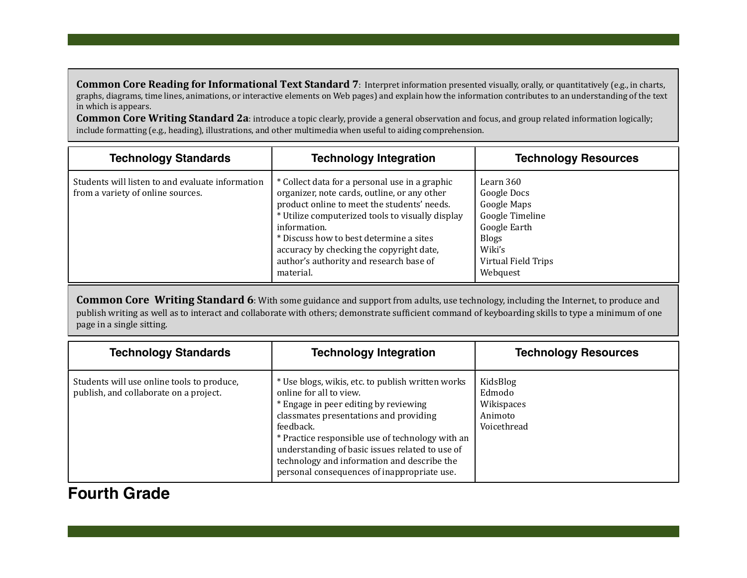**Common Core Reading for Informational Text Standard 7**: Interpret information presented visually, orally, or quantitatively (e.g., in charts, graphs, diagrams, time lines, animations, or interactive elements on Web pages) and explain how the information contributes to an understanding of the text in which is appears.
**Common Core Writing Standard 2a**: introduce a topic clearly, provide a general observation and focus, and group related information logically; include formatting (e.g., heading), illustrations, and other multimedia when useful to aiding comprehension.

| Technology Standards | Technology Integration | Technology Resources |
|---|---|---|
| Students will listen to and evaluate information from a variety of online sources. | * Collect data for a personal use in a graphic organizer, note cards, outline, or any other product online to meet the students' needs.<br>* Utilize computerized tools to visually display information.<br>* Discuss how to best determine a sites accuracy by checking the copyright date, author's authority and research base of material. | Learn 360<br>Google Docs<br>Google Maps<br>Google Timeline<br>Google Earth<br>Blogs<br>Wiki's<br>Virtual Field Trips<br>Webquest |

**Common Core Writing Standard 6**: With some guidance and support from adults, use technology, including the Internet, to produce and publish writing as well as to interact and collaborate with others; demonstrate sufficient command of keyboarding skills to type a minimum of one page in a single sitting.

| Technology Standards | Technology Integration | Technology Resources |
|---|---|---|
| Students will use online tools to produce, publish, and collaborate on a project. | * Use blogs, wikis, etc. to publish written works online for all to view.<br>* Engage in peer editing by reviewing classmates presentations and providing feedback.<br>* Practice responsible use of technology with an understanding of basic issues related to use of technology and information and describe the personal consequences of inappropriate use. | KidsBlog<br>Edmodo<br>Wikispaces<br>Animoto<br>Voicethread |

**Fourth Grade**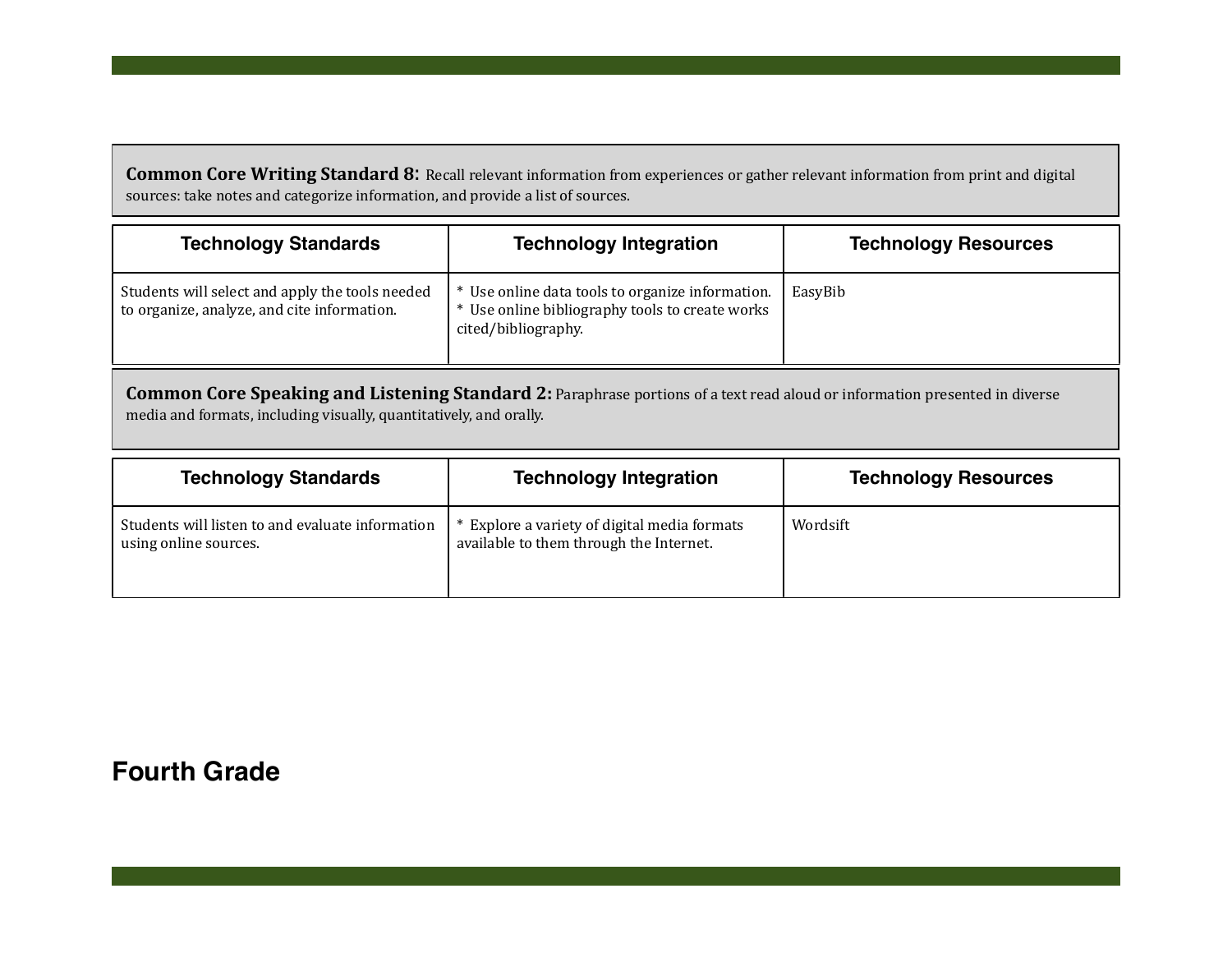**Common Core Writing Standard 8:** Recall relevant information from experiences or gather relevant information from print and digital sources: take notes and categorize information, and provide a list of sources.

| Technology Standards | Technology Integration | Technology Resources |
|---|---|---|
| Students will select and apply the tools needed to organize, analyze, and cite information. | * Use online data tools to organize information.<br>* Use online bibliography tools to create works cited/bibliography. | EasyBib |

**Common Core Speaking and Listening Standard 2:** Paraphrase portions of a text read aloud or information presented in diverse media and formats, including visually, quantitatively, and orally.

| Technology Standards | Technology Integration | Technology Resources |
|---|---|---|
| Students will listen to and evaluate information using online sources. | * Explore a variety of digital media formats available to them through the Internet. | Wordsift |

## Fourth Grade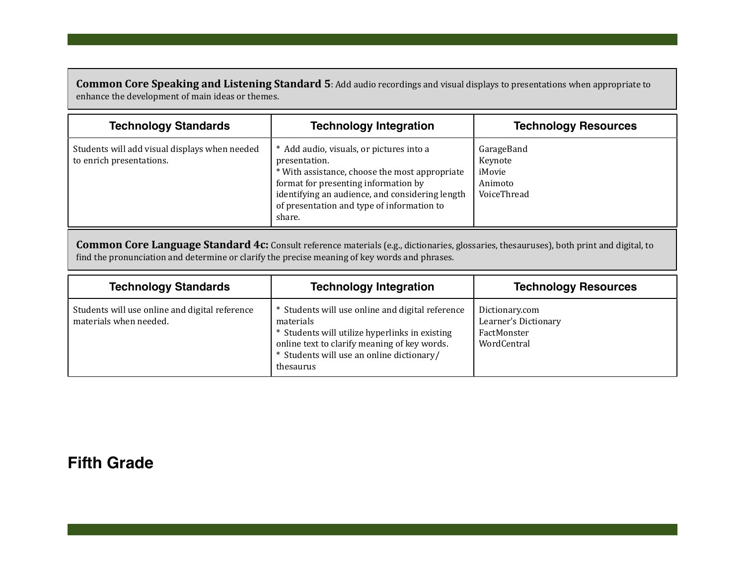**Common Core Speaking and Listening Standard 5**: Add audio recordings and visual displays to presentations when appropriate to enhance the development of main ideas or themes.

| Technology Standards | Technology Integration | Technology Resources |
|---|---|---|
| Students will add visual displays when needed to enrich presentations. | * Add audio, visuals, or pictures into a presentation.<br>* With assistance, choose the most appropriate format for presenting information by identifying an audience, and considering length of presentation and type of information to share. | GarageBand<br>Keynote<br>iMovie<br>Animoto<br>VoiceThread |

**Common Core Language Standard 4c:** Consult reference materials (e.g., dictionaries, glossaries, thesauruses), both print and digital, to find the pronunciation and determine or clarify the precise meaning of key words and phrases.

| Technology Standards | Technology Integration | Technology Resources |
|---|---|---|
| Students will use online and digital reference materials when needed. | * Students will use online and digital reference materials<br>* Students will utilize hyperlinks in existing online text to clarify meaning of key words.<br>* Students will use an online dictionary/ thesaurus | Dictionary.com<br>Learner's Dictionary<br>FactMonster<br>WordCentral |

# Fifth Grade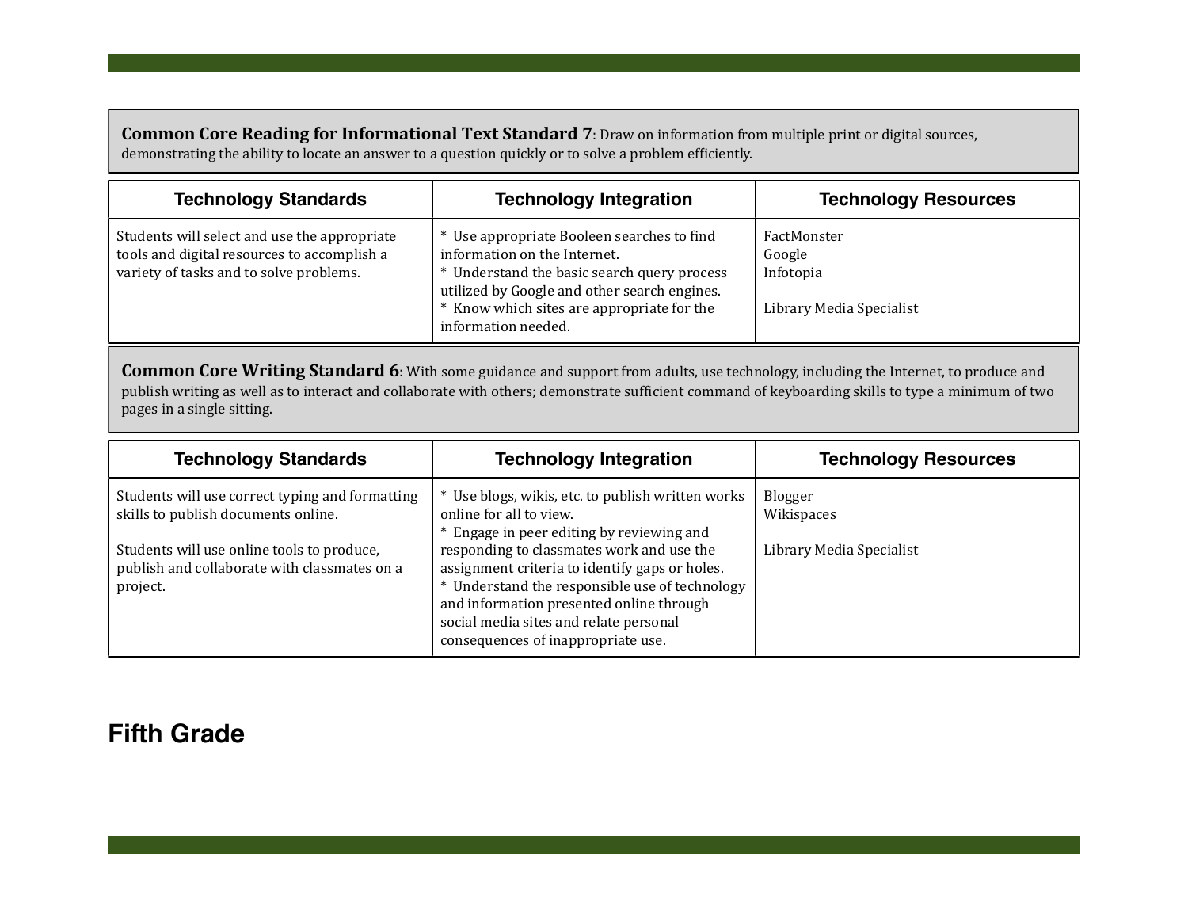**Common Core Reading for Informational Text Standard 7**: Draw on information from multiple print or digital sources, demonstrating the ability to locate an answer to a question quickly or to solve a problem efficiently.

| Technology Standards | Technology Integration | Technology Resources |
|---|---|---|
| Students will select and use the appropriate tools and digital resources to accomplish a variety of tasks and to solve problems. | * Use appropriate Booleen searches to find information on the Internet.<br>* Understand the basic search query process utilized by Google and other search engines.<br>* Know which sites are appropriate for the information needed. | FactMonster<br>Google<br>Infotopia<br><br>Library Media Specialist |

**Common Core Writing Standard 6**: With some guidance and support from adults, use technology, including the Internet, to produce and publish writing as well as to interact and collaborate with others; demonstrate sufficient command of keyboarding skills to type a minimum of two pages in a single sitting.

| Technology Standards | Technology Integration | Technology Resources |
|---|---|---|
| Students will use correct typing and formatting skills to publish documents online.<br><br>Students will use online tools to produce, publish and collaborate with classmates on a project. | * Use blogs, wikis, etc. to publish written works online for all to view.<br>* Engage in peer editing by reviewing and responding to classmates work and use the assignment criteria to identify gaps or holes.<br>* Understand the responsible use of technology and information presented online through social media sites and relate personal consequences of inappropriate use. | Blogger<br>Wikispaces<br><br>Library Media Specialist |

## Fifth Grade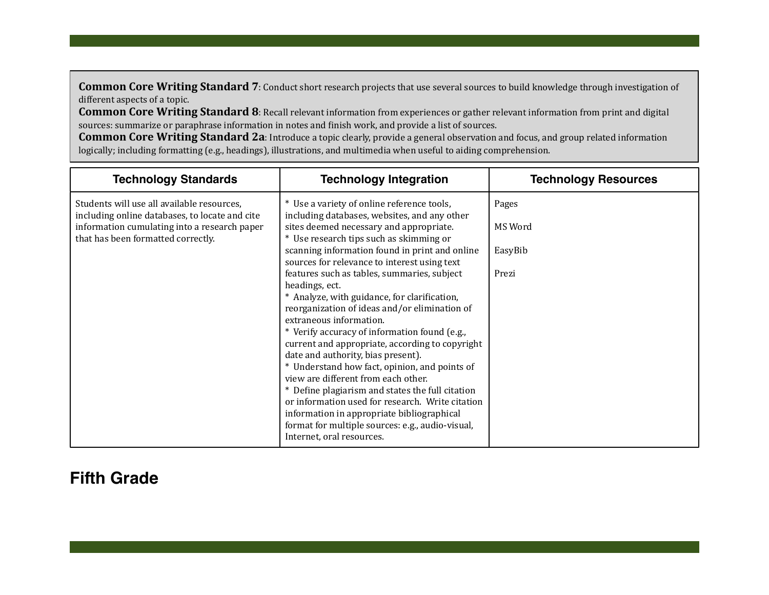**Common Core Writing Standard 7**: Conduct short research projects that use several sources to build knowledge through investigation of different aspects of a topic.
**Common Core Writing Standard 8**: Recall relevant information from experiences or gather relevant information from print and digital sources: summarize or paraphrase information in notes and finish work, and provide a list of sources.
**Common Core Writing Standard 2a**: Introduce a topic clearly, provide a general observation and focus, and group related information logically; including formatting (e.g., headings), illustrations, and multimedia when useful to aiding comprehension.

| Technology Standards | Technology Integration | Technology Resources |
|---|---|---|
| Students will use all available resources, including online databases, to locate and cite information cumulating into a research paper that has been formatted correctly. | * Use a variety of online reference tools, including databases, websites, and any other sites deemed necessary and appropriate.<br>* Use research tips such as skimming or scanning information found in print and online sources for relevance to interest using text features such as tables, summaries, subject headings, ect.<br>* Analyze, with guidance, for clarification, reorganization of ideas and/or elimination of extraneous information.<br>* Verify accuracy of information found (e.g., current and appropriate, according to copyright date and authority, bias present).<br>* Understand how fact, opinion, and points of view are different from each other.<br>* Define plagiarism and states the full citation or information used for research. Write citation information in appropriate bibliographical format for multiple sources: e.g., audio-visual, Internet, oral resources. | Pages<br><br>MS Word<br><br>EasyBib<br><br>Prezi |

## Fifth Grade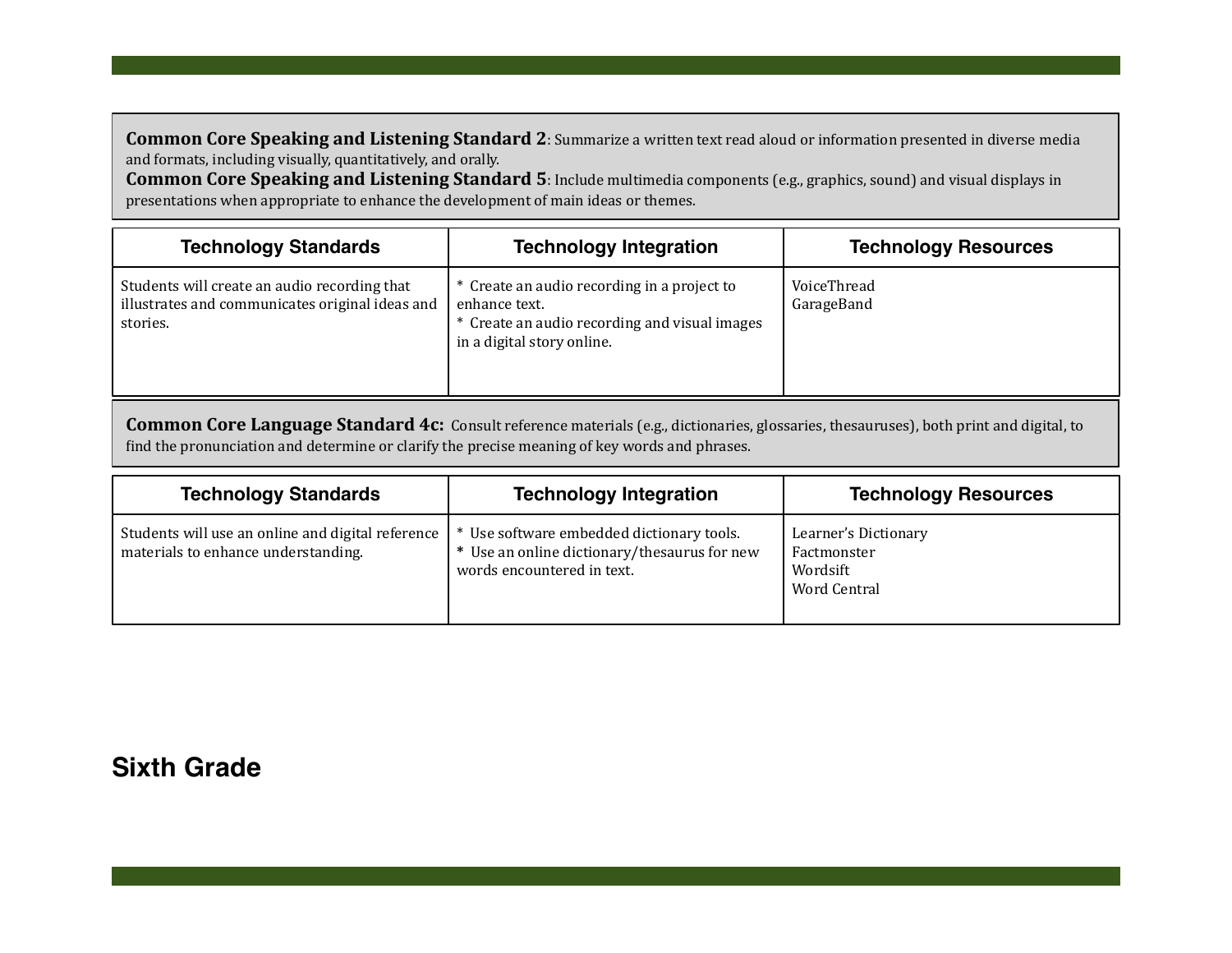**Common Core Speaking and Listening Standard 2**: Summarize a written text read aloud or information presented in diverse media and formats, including visually, quantitatively, and orally.
**Common Core Speaking and Listening Standard 5**: Include multimedia components (e.g., graphics, sound) and visual displays in presentations when appropriate to enhance the development of main ideas or themes.

| Technology Standards | Technology Integration | Technology Resources |
| --- | --- | --- |
| Students will create an audio recording that illustrates and communicates original ideas and stories. | * Create an audio recording in a project to enhance text.<br>* Create an audio recording and visual images in a digital story online. | VoiceThread<br>GarageBand |

**Common Core Language Standard 4c:** Consult reference materials (e.g., dictionaries, glossaries, thesauruses), both print and digital, to find the pronunciation and determine or clarify the precise meaning of key words and phrases.

| Technology Standards | Technology Integration | Technology Resources |
| --- | --- | --- |
| Students will use an online and digital reference materials to enhance understanding. | * Use software embedded dictionary tools.<br>* Use an online dictionary/thesaurus for new words encountered in text. | Learner's Dictionary<br>Factmonster<br>Wordsift<br>Word Central |

## Sixth Grade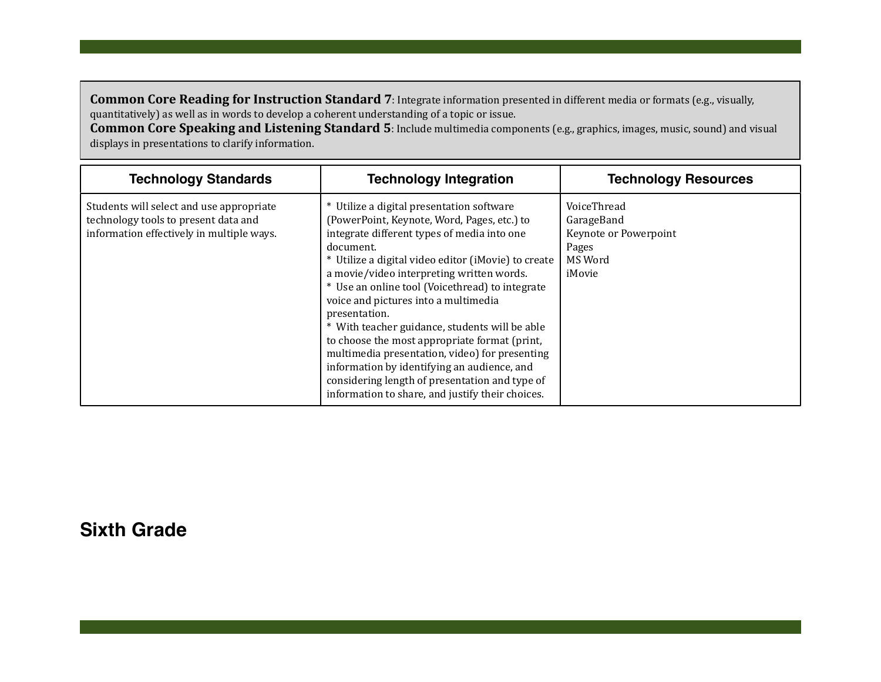**Common Core Reading for Instruction Standard 7**: Integrate information presented in different media or formats (e.g., visually, quantitatively) as well as in words to develop a coherent understanding of a topic or issue.
**Common Core Speaking and Listening Standard 5**: Include multimedia components (e.g., graphics, images, music, sound) and visual displays in presentations to clarify information.

| Technology Standards | Technology Integration | Technology Resources |
| --- | --- | --- |
| Students will select and use appropriate technology tools to present data and information effectively in multiple ways. | * Utilize a digital presentation software (PowerPoint, Keynote, Word, Pages, etc.) to integrate different types of media into one document.<br>* Utilize a digital video editor (iMovie) to create a movie/video interpreting written words.<br>* Use an online tool (Voicethread) to integrate voice and pictures into a multimedia presentation.<br>* With teacher guidance, students will be able to choose the most appropriate format (print, multimedia presentation, video) for presenting information by identifying an audience, and considering length of presentation and type of information to share, and justify their choices. | VoiceThread<br>GarageBand<br>Keynote or Powerpoint<br>Pages<br>MS Word<br>iMovie |

## Sixth Grade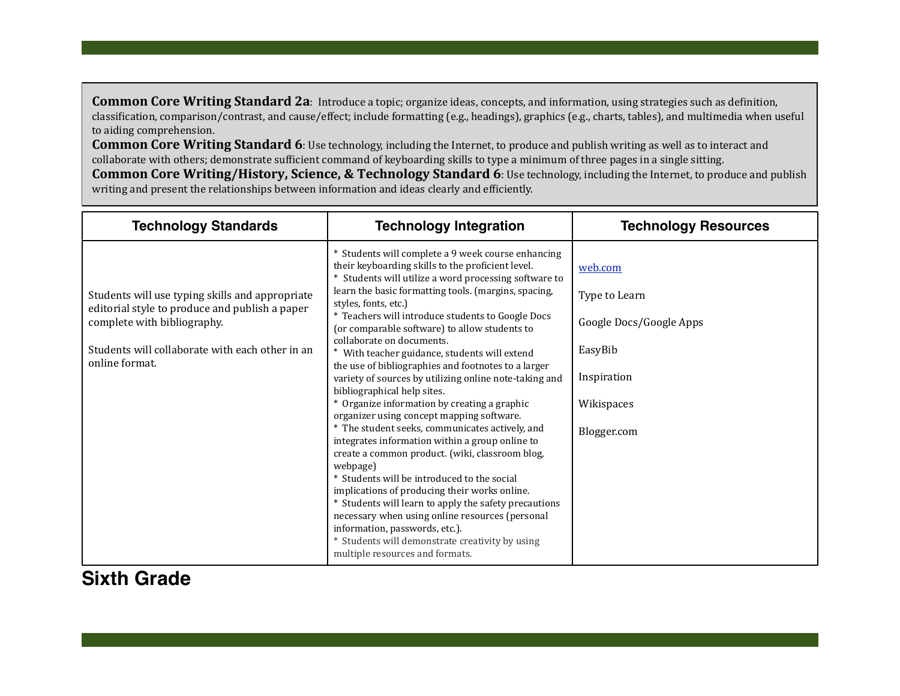**Common Core Writing Standard 2a**: Introduce a topic; organize ideas, concepts, and information, using strategies such as definition, classification, comparison/contrast, and cause/effect; include formatting (e.g., headings), graphics (e.g., charts, tables), and multimedia when useful to aiding comprehension.
**Common Core Writing Standard 6**: Use technology, including the Internet, to produce and publish writing as well as to interact and collaborate with others; demonstrate sufficient command of keyboarding skills to type a minimum of three pages in a single sitting.
**Common Core Writing/History, Science, & Technology Standard 6**: Use technology, including the Internet, to produce and publish writing and present the relationships between information and ideas clearly and efficiently.

| Technology Standards | Technology Integration | Technology Resources |
| --- | --- | --- |
| Students will use typing skills and appropriate editorial style to produce and publish a paper complete with bibliography.<br><br>Students will collaborate with each other in an online format. | * Students will complete a 9 week course enhancing their keyboarding skills to the proficient level.<br>* Students will utilize a word processing software to learn the basic formatting tools. (margins, spacing, styles, fonts, etc.)<br>* Teachers will introduce students to Google Docs (or comparable software) to allow students to collaborate on documents.<br>* With teacher guidance, students will extend the use of bibliographies and footnotes to a larger variety of sources by utilizing online note-taking and bibliographical help sites.<br>* Organize information by creating a graphic organizer using concept mapping software.<br>* The student seeks, communicates actively, and integrates information within a group online to create a common product. (wiki, classroom blog, webpage)<br>* Students will be introduced to the social implications of producing their works online.<br>* Students will learn to apply the safety precautions necessary when using online resources (personal information, passwords, etc.).<br>* Students will demonstrate creativity by using multiple resources and formats. | web.com<br><br>Type to Learn<br><br>Google Docs/Google Apps<br><br>EasyBib<br><br>Inspiration<br><br>Wikispaces<br><br>Blogger.com |

**Sixth Grade**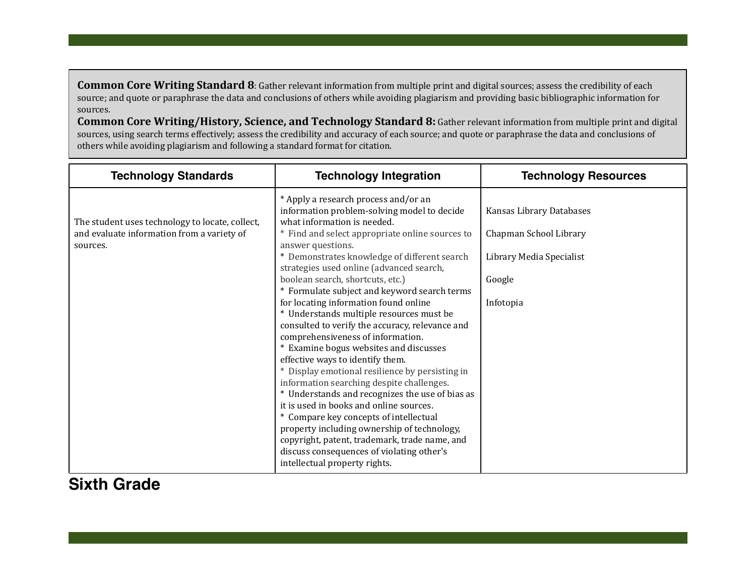**Common Core Writing Standard 8**: Gather relevant information from multiple print and digital sources; assess the credibility of each source; and quote or paraphrase the data and conclusions of others while avoiding plagiarism and providing basic bibliographic information for sources.

**Common Core Writing/History, Science, and Technology Standard 8:** Gather relevant information from multiple print and digital sources, using search terms effectively; assess the credibility and accuracy of each source; and quote or paraphrase the data and conclusions of others while avoiding plagiarism and following a standard format for citation.

| Technology Standards | Technology Integration | Technology Resources |
|---|---|---|
| The student uses technology to locate, collect, and evaluate information from a variety of sources. | * Apply a research process and/or an information problem-solving model to decide what information is needed.<br>* Find and select appropriate online sources to answer questions.<br>* Demonstrates knowledge of different search strategies used online (advanced search, boolean search, shortcuts, etc.)<br>* Formulate subject and keyword search terms for locating information found online<br>* Understands multiple resources must be consulted to verify the accuracy, relevance and comprehensiveness of information.<br>* Examine bogus websites and discusses effective ways to identify them.<br>* Display emotional resilience by persisting in information searching despite challenges.<br>* Understands and recognizes the use of bias as it is used in books and online sources.<br>* Compare key concepts of intellectual property including ownership of technology, copyright, patent, trademark, trade name, and discuss consequences of violating other's intellectual property rights. | Kansas Library Databases<br><br>Chapman School Library<br><br>Library Media Specialist<br><br>Google<br><br>Infotopia |

**Sixth Grade**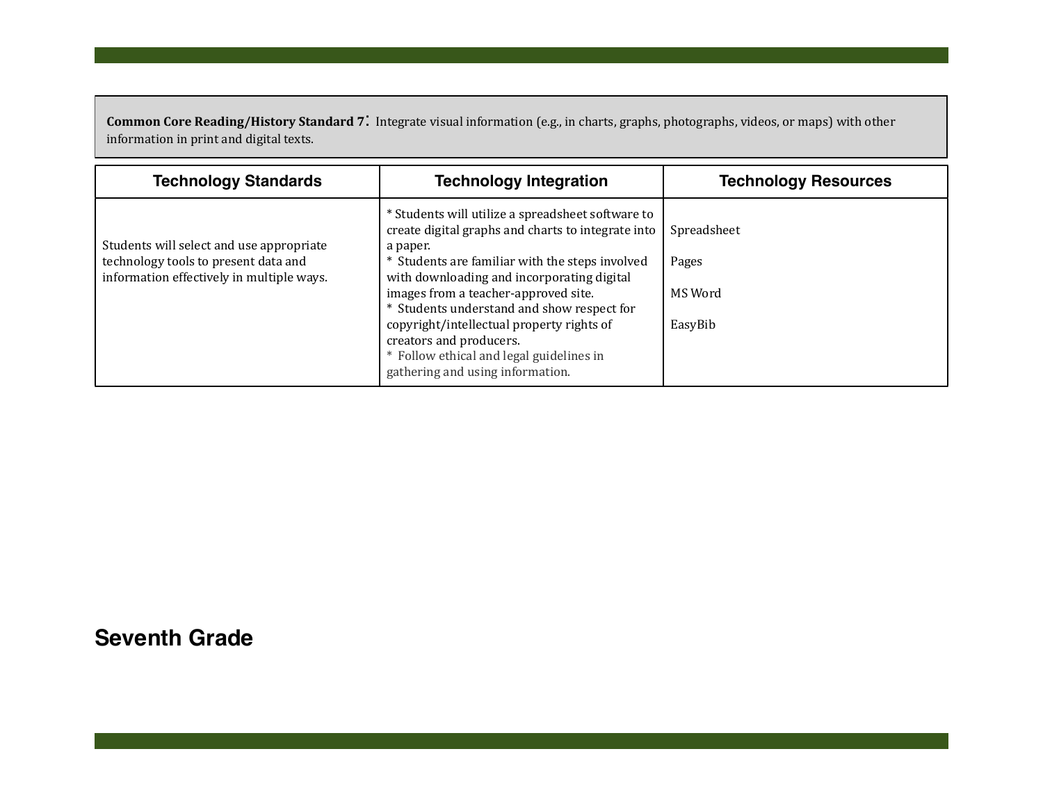**Common Core Reading/History Standard 7**: Integrate visual information (e.g., in charts, graphs, photographs, videos, or maps) with other information in print and digital texts.

| Technology Standards | Technology Integration | Technology Resources |
|---|---|---|
| Students will select and use appropriate technology tools to present data and information effectively in multiple ways. | * Students will utilize a spreadsheet software to create digital graphs and charts to integrate into a paper.<br>* Students are familiar with the steps involved with downloading and incorporating digital images from a teacher-approved site.<br>* Students understand and show respect for copyright/intellectual property rights of creators and producers.<br>* Follow ethical and legal guidelines in gathering and using information. | Spreadsheet<br><br>Pages<br><br>MS Word<br><br>EasyBib |

# Seventh Grade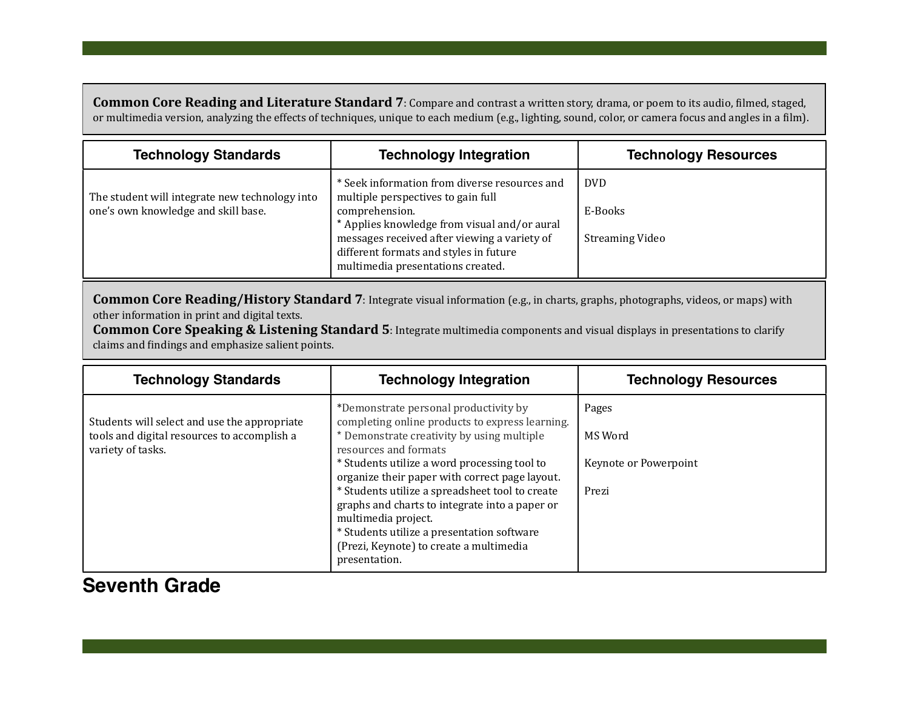**Common Core Reading and Literature Standard 7**: Compare and contrast a written story, drama, or poem to its audio, filmed, staged, or multimedia version, analyzing the effects of techniques, unique to each medium (e.g., lighting, sound, color, or camera focus and angles in a film).

| Technology Standards | Technology Integration | Technology Resources |
|---|---|---|
| The student will integrate new technology into one's own knowledge and skill base. | * Seek information from diverse resources and multiple perspectives to gain full comprehension.<br>* Applies knowledge from visual and/or aural messages received after viewing a variety of different formats and styles in future multimedia presentations created. | DVD<br><br>E-Books<br><br>Streaming Video |

**Common Core Reading/History Standard 7**: Integrate visual information (e.g., in charts, graphs, photographs, videos, or maps) with other information in print and digital texts.
**Common Core Speaking & Listening Standard 5**: Integrate multimedia components and visual displays in presentations to clarify claims and findings and emphasize salient points.

| Technology Standards | Technology Integration | Technology Resources |
|---|---|---|
| Students will select and use the appropriate tools and digital resources to accomplish a variety of tasks. | *Demonstrate personal productivity by completing online products to express learning.<br>* Demonstrate creativity by using multiple resources and formats<br>* Students utilize a word processing tool to organize their paper with correct page layout.<br>* Students utilize a spreadsheet tool to create graphs and charts to integrate into a paper or multimedia project.<br>* Students utilize a presentation software (Prezi, Keynote) to create a multimedia presentation. | Pages<br><br>MS Word<br><br>Keynote or Powerpoint<br><br>Prezi |

## Seventh Grade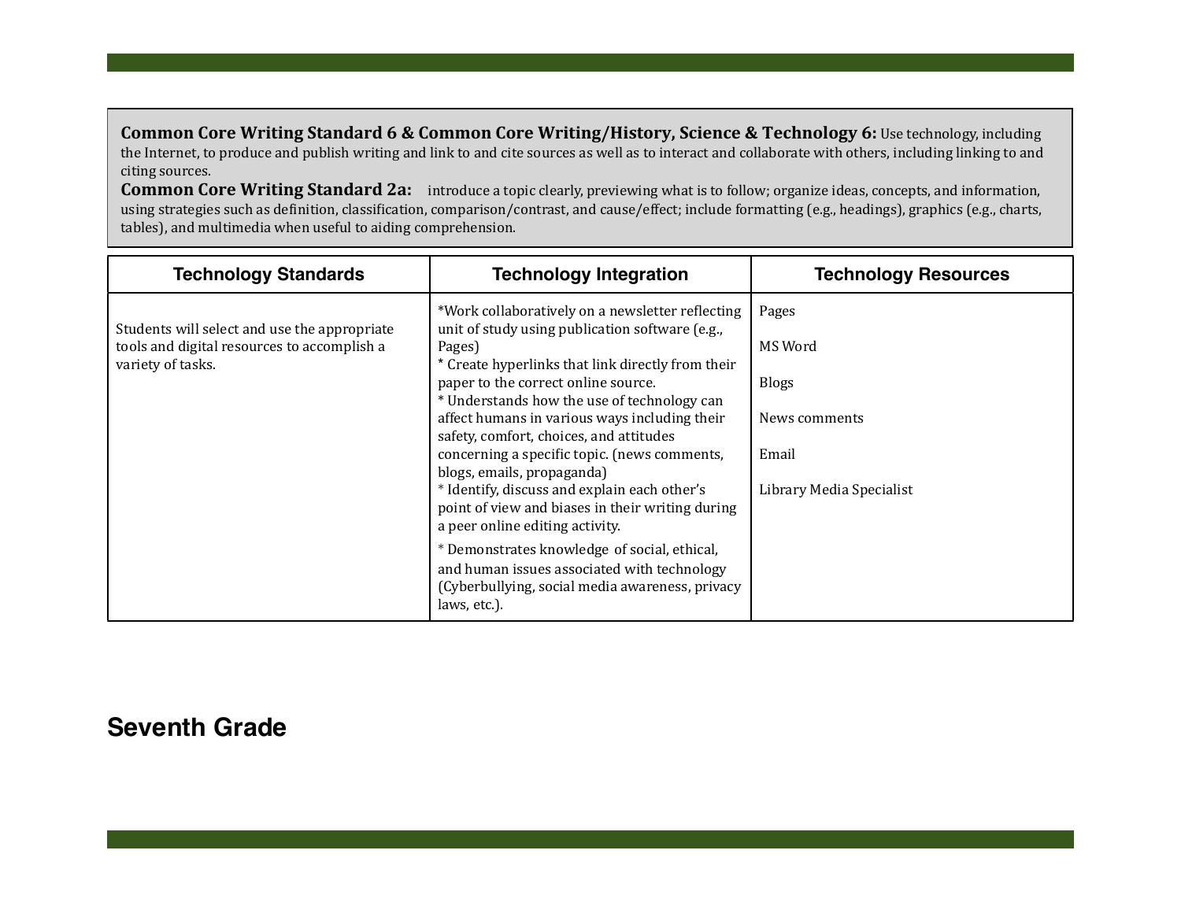**Common Core Writing Standard 6 & Common Core Writing/History, Science & Technology 6:** Use technology, including the Internet, to produce and publish writing and link to and cite sources as well as to interact and collaborate with others, including linking to and citing sources.
**Common Core Writing Standard 2a:** introduce a topic clearly, previewing what is to follow; organize ideas, concepts, and information, using strategies such as definition, classification, comparison/contrast, and cause/effect; include formatting (e.g., headings), graphics (e.g., charts, tables), and multimedia when useful to aiding comprehension.

| Technology Standards | Technology Integration | Technology Resources |
|---|---|---|
| Students will select and use the appropriate tools and digital resources to accomplish a variety of tasks. | *Work collaboratively on a newsletter reflecting unit of study using publication software (e.g., Pages)<br>* Create hyperlinks that link directly from their paper to the correct online source.<br>* Understands how the use of technology can affect humans in various ways including their safety, comfort, choices, and attitudes concerning a specific topic. (news comments, blogs, emails, propaganda)<br>* Identify, discuss and explain each other's point of view and biases in their writing during a peer online editing activity.<br>* Demonstrates knowledge of social, ethical, and human issues associated with technology (Cyberbullying, social media awareness, privacy laws, etc.). | Pages<br><br>MS Word<br><br>Blogs<br><br>News comments<br><br>Email<br><br>Library Media Specialist |

## Seventh Grade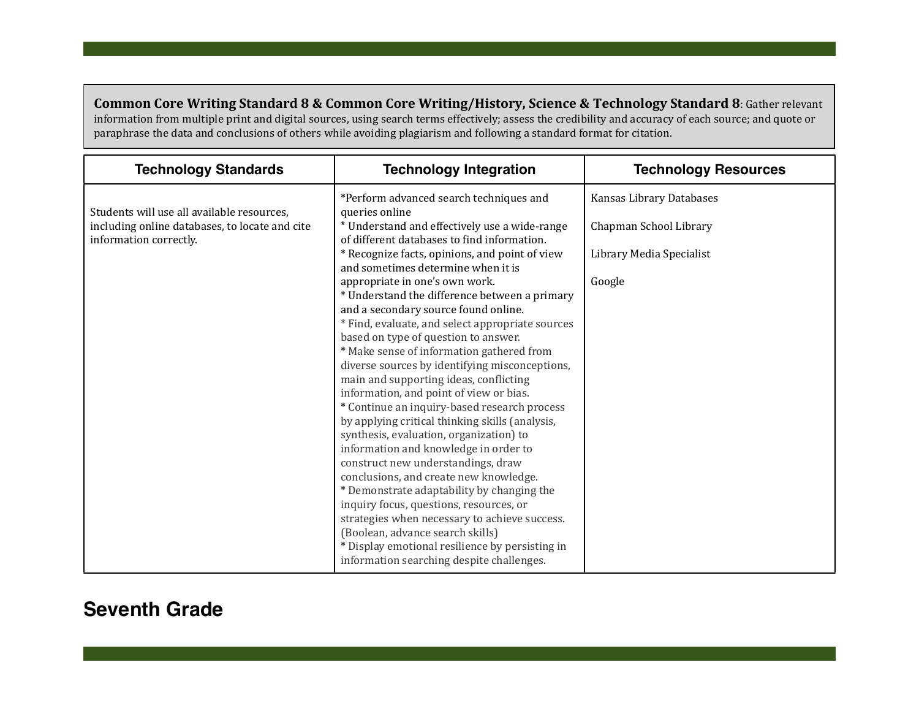**Common Core Writing Standard 8 & Common Core Writing/History, Science & Technology Standard 8**: Gather relevant information from multiple print and digital sources, using search terms effectively; assess the credibility and accuracy of each source; and quote or paraphrase the data and conclusions of others while avoiding plagiarism and following a standard format for citation.

| Technology Standards | Technology Integration | Technology Resources |
|---|---|---|
| Students will use all available resources, including online databases, to locate and cite information correctly. | *Perform advanced search techniques and queries online<br>* Understand and effectively use a wide-range of different databases to find information.<br>* Recognize facts, opinions, and point of view and sometimes determine when it is appropriate in one's own work.<br>* Understand the difference between a primary and a secondary source found online.<br>* Find, evaluate, and select appropriate sources based on type of question to answer.<br>* Make sense of information gathered from diverse sources by identifying misconceptions, main and supporting ideas, conflicting information, and point of view or bias.<br>* Continue an inquiry-based research process by applying critical thinking skills (analysis, synthesis, evaluation, organization) to information and knowledge in order to construct new understandings, draw conclusions, and create new knowledge.<br>* Demonstrate adaptability by changing the inquiry focus, questions, resources, or strategies when necessary to achieve success. (Boolean, advance search skills)<br>* Display emotional resilience by persisting in information searching despite challenges. | Kansas Library Databases<br><br>Chapman School Library<br><br>Library Media Specialist<br><br>Google |

## Seventh Grade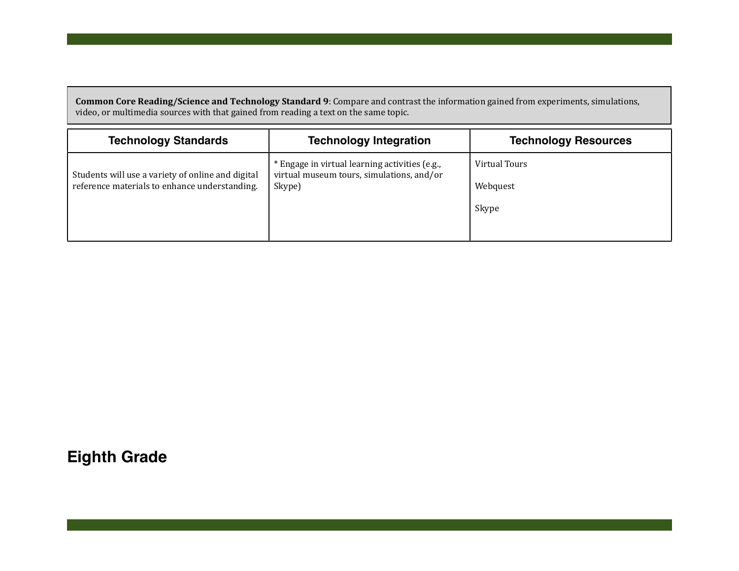**Common Core Reading/Science and Technology Standard 9**: Compare and contrast the information gained from experiments, simulations, video, or multimedia sources with that gained from reading a text on the same topic.

| Technology Standards | Technology Integration | Technology Resources |
|---|---|---|
| Students will use a variety of online and digital reference materials to enhance understanding. | * Engage in virtual learning activities (e.g., virtual museum tours, simulations, and/or Skype) | Virtual Tours<br><br>Webquest<br><br>Skype |

## Eighth Grade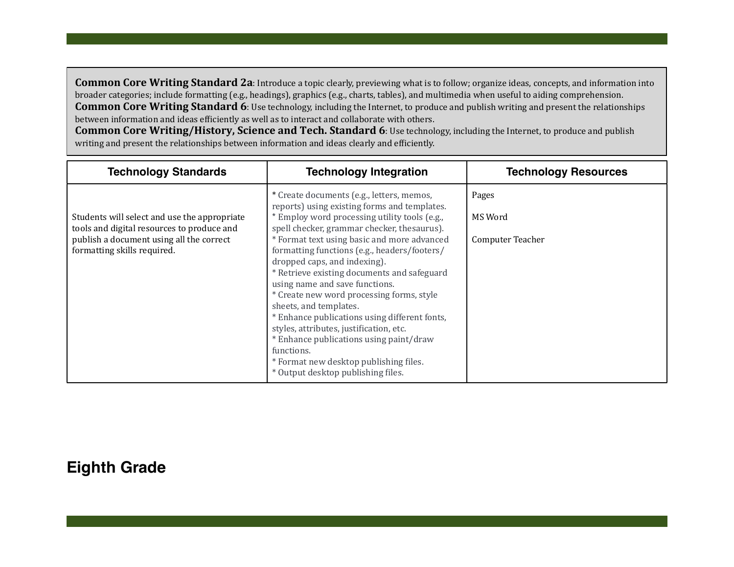**Common Core Writing Standard 2a**: Introduce a topic clearly, previewing what is to follow; organize ideas, concepts, and information into broader categories; include formatting (e.g., headings), graphics (e.g., charts, tables), and multimedia when useful to aiding comprehension.
**Common Core Writing Standard 6**: Use technology, including the Internet, to produce and publish writing and present the relationships between information and ideas efficiently as well as to interact and collaborate with others.
**Common Core Writing/History, Science and Tech. Standard 6**: Use technology, including the Internet, to produce and publish writing and present the relationships between information and ideas clearly and efficiently.

| Technology Standards | Technology Integration | Technology Resources |
|---|---|---|
| Students will select and use the appropriate tools and digital resources to produce and publish a document using all the correct formatting skills required. | * Create documents (e.g., letters, memos, reports) using existing forms and templates.<br>* Employ word processing utility tools (e.g., spell checker, grammar checker, thesaurus).<br>* Format text using basic and more advanced formatting functions (e.g., headers/footers/ dropped caps, and indexing).<br>* Retrieve existing documents and safeguard using name and save functions.<br>* Create new word processing forms, style sheets, and templates.<br>* Enhance publications using different fonts, styles, attributes, justification, etc.<br>* Enhance publications using paint/draw functions.<br>* Format new desktop publishing files.<br>* Output desktop publishing files. | Pages<br><br>MS Word<br><br>Computer Teacher |

## Eighth Grade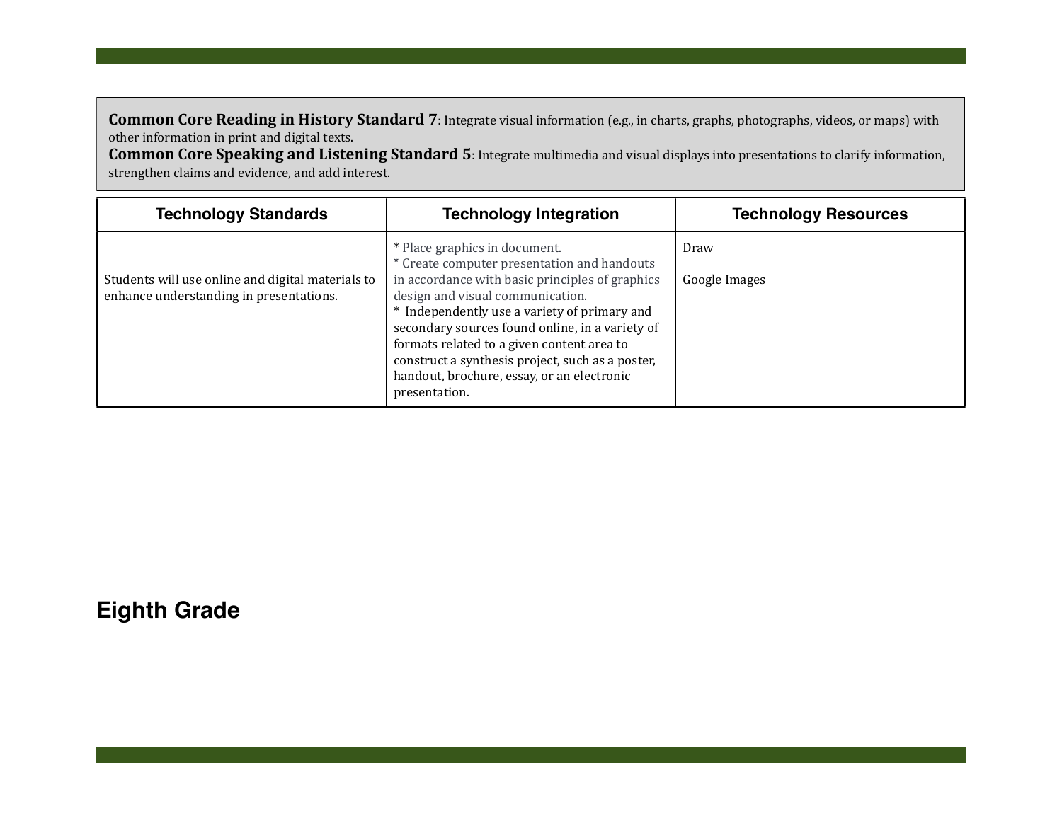**Common Core Reading in History Standard 7**: Integrate visual information (e.g., in charts, graphs, photographs, videos, or maps) with other information in print and digital texts.
**Common Core Speaking and Listening Standard 5**: Integrate multimedia and visual displays into presentations to clarify information, strengthen claims and evidence, and add interest.

| Technology Standards | Technology Integration | Technology Resources |
|---|---|---|
| Students will use online and digital materials to enhance understanding in presentations. | * Place graphics in document.<br>* Create computer presentation and handouts in accordance with basic principles of graphics design and visual communication.<br>* Independently use a variety of primary and secondary sources found online, in a variety of formats related to a given content area to construct a synthesis project, such as a poster, handout, brochure, essay, or an electronic presentation. | Draw<br><br>Google Images |

# Eighth Grade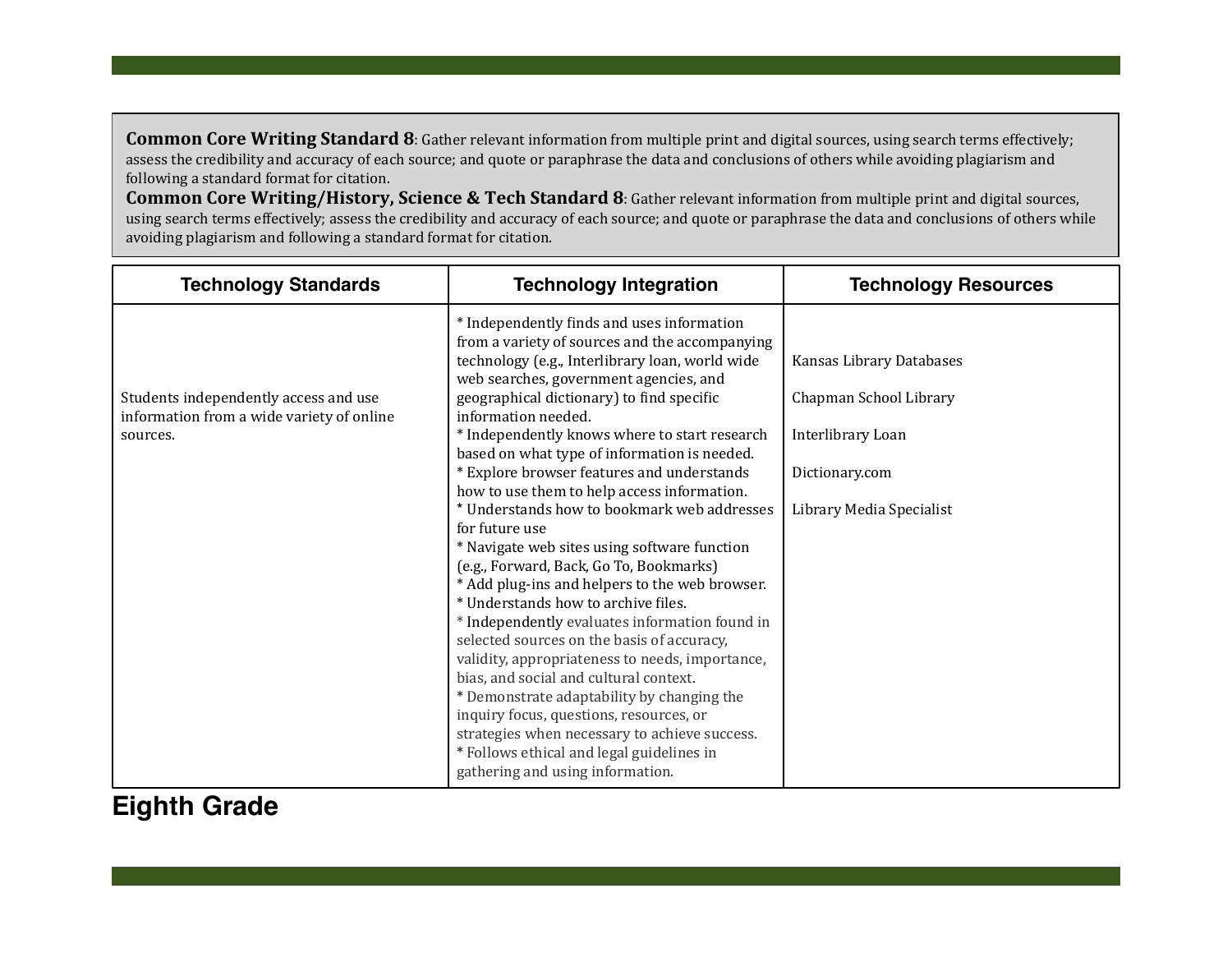**Common Core Writing Standard 8**: Gather relevant information from multiple print and digital sources, using search terms effectively; assess the credibility and accuracy of each source; and quote or paraphrase the data and conclusions of others while avoiding plagiarism and following a standard format for citation.

**Common Core Writing/History, Science & Tech Standard 8**: Gather relevant information from multiple print and digital sources, using search terms effectively; assess the credibility and accuracy of each source; and quote or paraphrase the data and conclusions of others while avoiding plagiarism and following a standard format for citation.

| Technology Standards | Technology Integration | Technology Resources |
| --- | --- | --- |
| Students independently access and use information from a wide variety of online sources. | * Independently finds and uses information from a variety of sources and the accompanying technology (e.g., Interlibrary loan, world wide web searches, government agencies, and geographical dictionary) to find specific information needed.<br>* Independently knows where to start research based on what type of information is needed.<br>* Explore browser features and understands how to use them to help access information.<br>* Understands how to bookmark web addresses for future use<br>* Navigate web sites using software function (e.g., Forward, Back, Go To, Bookmarks)<br>* Add plug-ins and helpers to the web browser.<br>* Understands how to archive files.<br>* Independently evaluates information found in selected sources on the basis of accuracy, validity, appropriateness to needs, importance, bias, and social and cultural context.<br>* Demonstrate adaptability by changing the inquiry focus, questions, resources, or strategies when necessary to achieve success.<br>* Follows ethical and legal guidelines in gathering and using information. | Kansas Library Databases<br><br>Chapman School Library<br><br>Interlibrary Loan<br><br>Dictionary.com<br><br>Library Media Specialist |

**Eighth Grade**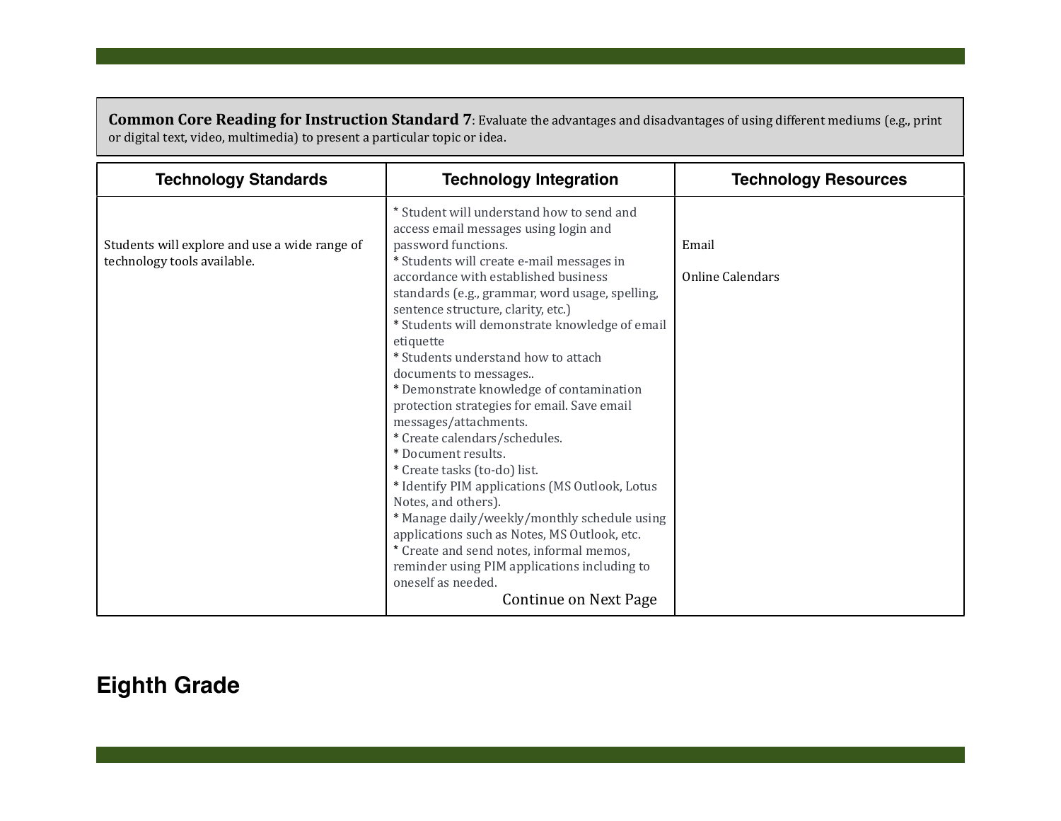**Common Core Reading for Instruction Standard 7**: Evaluate the advantages and disadvantages of using different mediums (e.g., print or digital text, video, multimedia) to present a particular topic or idea.

| Technology Standards | Technology Integration | Technology Resources |
| --- | --- | --- |
| Students will explore and use a wide range of technology tools available. | * Student will understand how to send and access email messages using login and password functions.<br>* Students will create e-mail messages in accordance with established business standards (e.g., grammar, word usage, spelling, sentence structure, clarity, etc.)<br>* Students will demonstrate knowledge of email etiquette<br>* Students understand how to attach documents to messages..<br>* Demonstrate knowledge of contamination protection strategies for email. Save email messages/attachments.<br>* Create calendars/schedules.<br>* Document results.<br>* Create tasks (to-do) list.<br>* Identify PIM applications (MS Outlook, Lotus Notes, and others).<br>* Manage daily/weekly/monthly schedule using applications such as Notes, MS Outlook, etc.<br>* Create and send notes, informal memos, reminder using PIM applications including to oneself as needed.<br>Continue on Next Page | Email<br><br>Online Calendars |

## Eighth Grade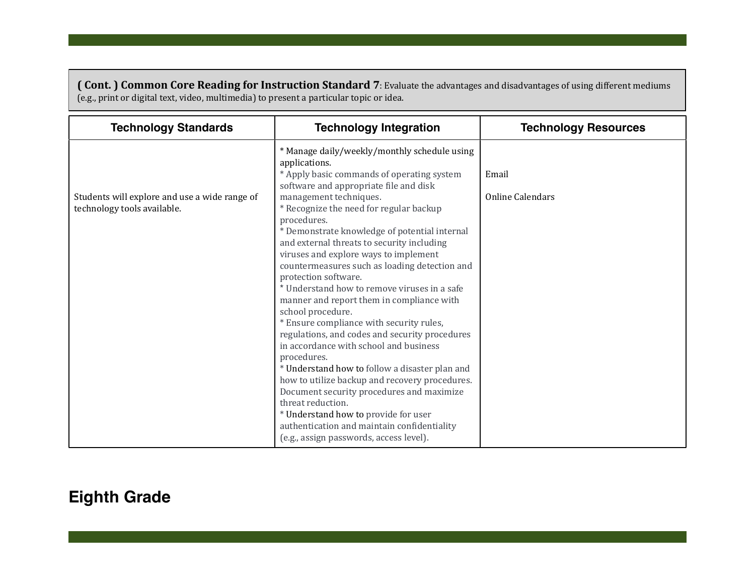**( Cont. ) Common Core Reading for Instruction Standard 7**: Evaluate the advantages and disadvantages of using different mediums (e.g., print or digital text, video, multimedia) to present a particular topic or idea.

| Technology Standards | Technology Integration | Technology Resources |
|---|---|---|
| Students will explore and use a wide range of technology tools available. | * Manage daily/weekly/monthly schedule using applications.<br>* Apply basic commands of operating system software and appropriate file and disk management techniques.<br>* Recognize the need for regular backup procedures.<br>* Demonstrate knowledge of potential internal and external threats to security including viruses and explore ways to implement countermeasures such as loading detection and protection software.<br>* Understand how to remove viruses in a safe manner and report them in compliance with school procedure.<br>* Ensure compliance with security rules, regulations, and codes and security procedures in accordance with school and business procedures.<br>* Understand how to follow a disaster plan and how to utilize backup and recovery procedures. Document security procedures and maximize threat reduction.<br>* Understand how to provide for user authentication and maintain confidentiality (e.g., assign passwords, access level). | Email<br><br>Online Calendars |

## Eighth Grade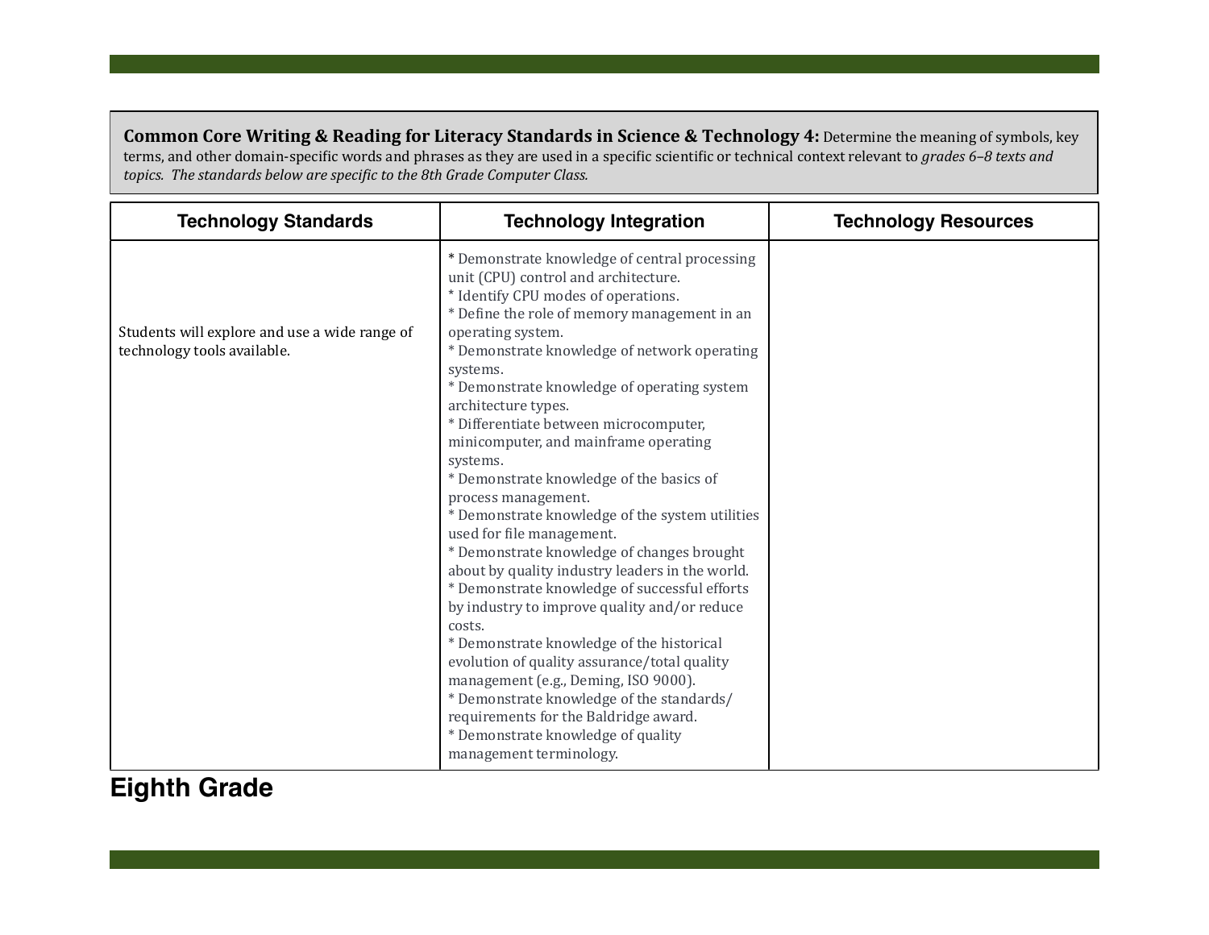**Common Core Writing & Reading for Literacy Standards in Science & Technology 4:** Determine the meaning of symbols, key terms, and other domain-specific words and phrases as they are used in a specific scientific or technical context relevant to *grades 6–8 texts and topics. The standards below are specific to the 8th Grade Computer Class.*

| Technology Standards | Technology Integration | Technology Resources |
|---|---|---|
| Students will explore and use a wide range of technology tools available. | * Demonstrate knowledge of central processing unit (CPU) control and architecture.<br>* Identify CPU modes of operations.<br>* Define the role of memory management in an operating system.<br>* Demonstrate knowledge of network operating systems.<br>* Demonstrate knowledge of operating system architecture types.<br>* Differentiate between microcomputer, minicomputer, and mainframe operating systems.<br>* Demonstrate knowledge of the basics of process management.<br>* Demonstrate knowledge of the system utilities used for file management.<br>* Demonstrate knowledge of changes brought about by quality industry leaders in the world.<br>* Demonstrate knowledge of successful efforts by industry to improve quality and/or reduce costs.<br>* Demonstrate knowledge of the historical evolution of quality assurance/total quality management (e.g., Deming, ISO 9000).<br>* Demonstrate knowledge of the standards/ requirements for the Baldridge award.<br>* Demonstrate knowledge of quality management terminology. | |

## Eighth Grade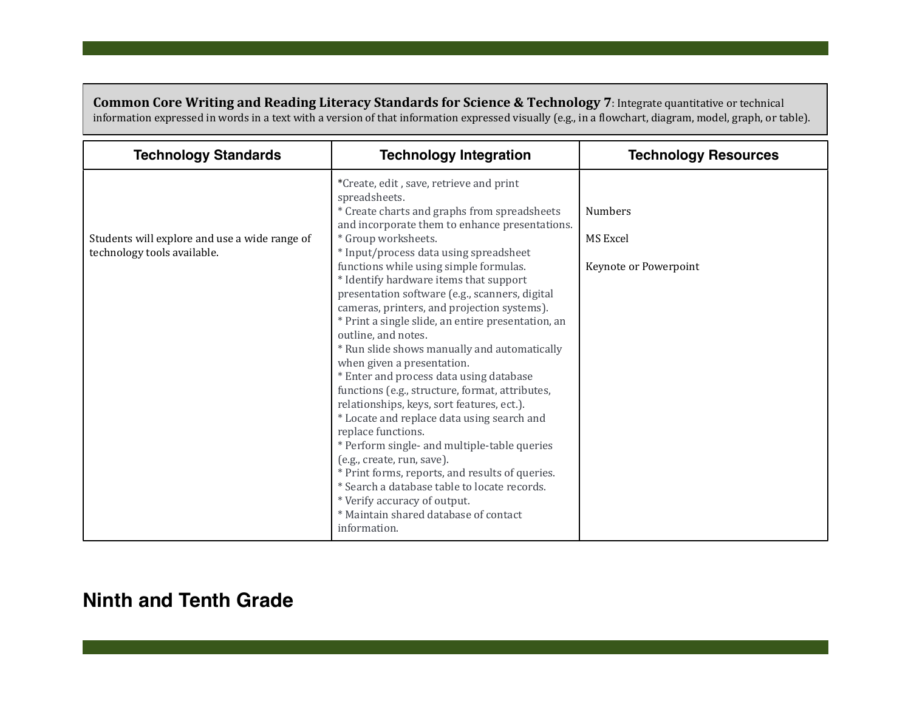**Common Core Writing and Reading Literacy Standards for Science & Technology 7**: Integrate quantitative or technical information expressed in words in a text with a version of that information expressed visually (e.g., in a flowchart, diagram, model, graph, or table).

| Technology Standards | Technology Integration | Technology Resources |
| --- | --- | --- |
| Students will explore and use a wide range of technology tools available. | *Create, edit , save, retrieve and print spreadsheets.<br>* Create charts and graphs from spreadsheets and incorporate them to enhance presentations.<br>* Group worksheets.<br>* Input/process data using spreadsheet functions while using simple formulas.<br>* Identify hardware items that support presentation software (e.g., scanners, digital cameras, printers, and projection systems).<br>* Print a single slide, an entire presentation, an outline, and notes.<br>* Run slide shows manually and automatically when given a presentation.<br>* Enter and process data using database functions (e.g., structure, format, attributes, relationships, keys, sort features, ect.).<br>* Locate and replace data using search and replace functions.<br>* Perform single- and multiple-table queries (e.g., create, run, save).<br>* Print forms, reports, and results of queries.<br>* Search a database table to locate records.<br>* Verify accuracy of output.<br>* Maintain shared database of contact information. | Numbers<br><br>MS Excel<br><br>Keynote or Powerpoint |

## Ninth and Tenth Grade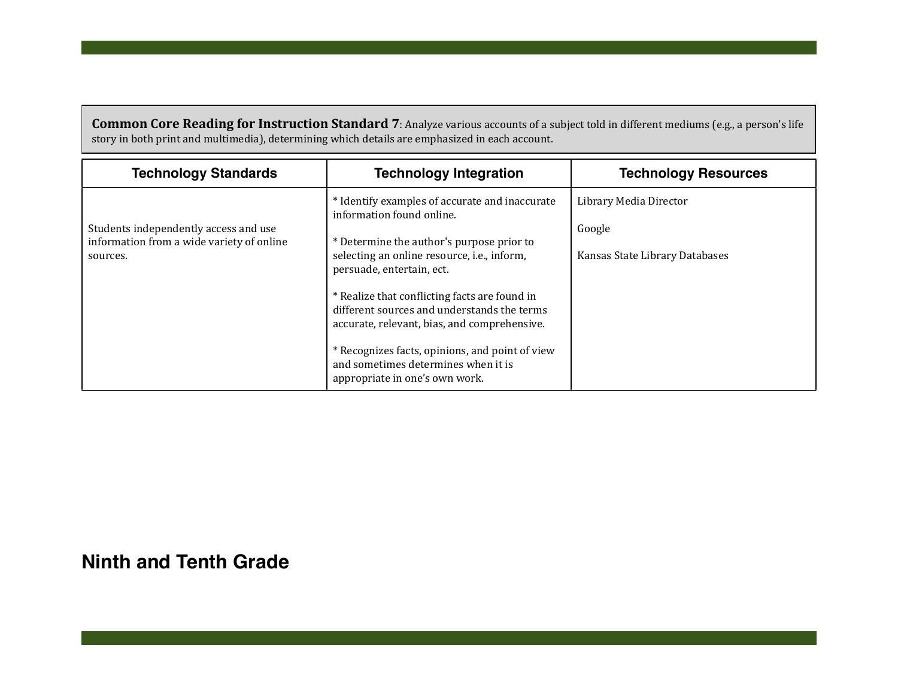**Common Core Reading for Instruction Standard 7**: Analyze various accounts of a subject told in different mediums (e.g., a person's life story in both print and multimedia), determining which details are emphasized in each account.

| Technology Standards | Technology Integration | Technology Resources |
|---|---|---|
| Students independently access and use information from a wide variety of online sources. | * Identify examples of accurate and inaccurate information found online.<br><br>* Determine the author's purpose prior to selecting an online resource, i.e., inform, persuade, entertain, ect.<br><br>* Realize that conflicting facts are found in different sources and understands the terms accurate, relevant, bias, and comprehensive.<br><br>* Recognizes facts, opinions, and point of view and sometimes determines when it is appropriate in one's own work. | Library Media Director<br><br>Google<br><br>Kansas State Library Databases |

## Ninth and Tenth Grade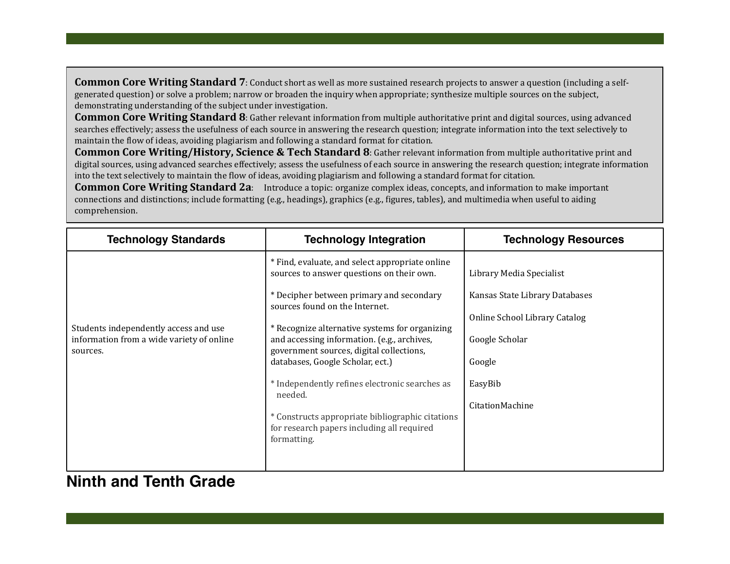**Common Core Writing Standard 7**: Conduct short as well as more sustained research projects to answer a question (including a self-generated question) or solve a problem; narrow or broaden the inquiry when appropriate; synthesize multiple sources on the subject, demonstrating understanding of the subject under investigation.
**Common Core Writing Standard 8**: Gather relevant information from multiple authoritative print and digital sources, using advanced searches effectively; assess the usefulness of each source in answering the research question; integrate information into the text selectively to maintain the flow of ideas, avoiding plagiarism and following a standard format for citation.
**Common Core Writing/History, Science & Tech Standard 8**: Gather relevant information from multiple authoritative print and digital sources, using advanced searches effectively; assess the usefulness of each source in answering the research question; integrate information into the text selectively to maintain the flow of ideas, avoiding plagiarism and following a standard format for citation.
**Common Core Writing Standard 2a**: Introduce a topic: organize complex ideas, concepts, and information to make important connections and distinctions; include formatting (e.g., headings), graphics (e.g., figures, tables), and multimedia when useful to aiding comprehension.

| Technology Standards | Technology Integration | Technology Resources |
|---|---|---|
| Students independently access and use information from a wide variety of online sources. | * Find, evaluate, and select appropriate online sources to answer questions on their own.<br><br>* Decipher between primary and secondary sources found on the Internet.<br><br>* Recognize alternative systems for organizing and accessing information. (e.g., archives, government sources, digital collections, databases, Google Scholar, ect.)<br><br>* Independently refines electronic searches as needed.<br><br>* Constructs appropriate bibliographic citations for research papers including all required formatting. | Library Media Specialist<br><br>Kansas State Library Databases<br><br>Online School Library Catalog<br><br>Google Scholar<br><br>Google<br><br>EasyBib<br><br>CitationMachine |

## Ninth and Tenth Grade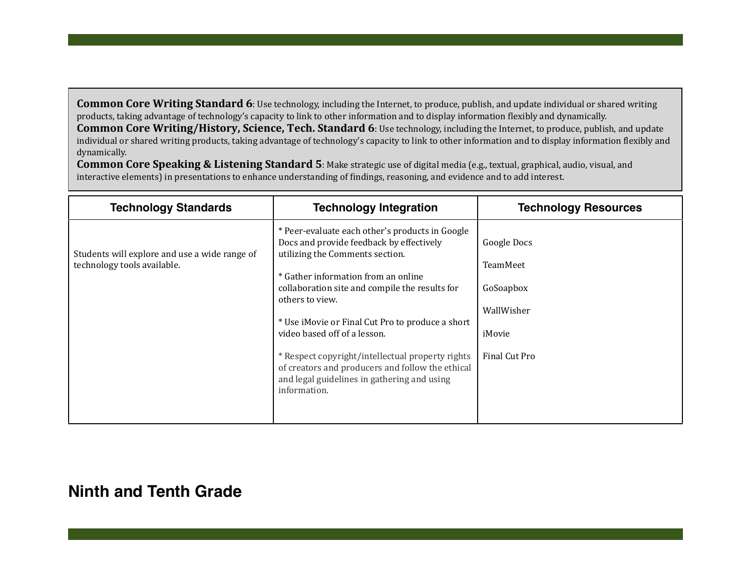**Common Core Writing Standard 6**: Use technology, including the Internet, to produce, publish, and update individual or shared writing products, taking advantage of technology's capacity to link to other information and to display information flexibly and dynamically.
**Common Core Writing/History, Science, Tech. Standard 6**: Use technology, including the Internet, to produce, publish, and update individual or shared writing products, taking advantage of technology's capacity to link to other information and to display information flexibly and dynamically.
**Common Core Speaking & Listening Standard 5**: Make strategic use of digital media (e.g., textual, graphical, audio, visual, and interactive elements) in presentations to enhance understanding of findings, reasoning, and evidence and to add interest.

| Technology Standards | Technology Integration | Technology Resources |
|---|---|---|
| Students will explore and use a wide range of technology tools available. | * Peer-evaluate each other's products in Google Docs and provide feedback by effectively utilizing the Comments section.<br><br>* Gather information from an online collaboration site and compile the results for others to view.<br><br>* Use iMovie or Final Cut Pro to produce a short video based off of a lesson.<br><br>* Respect copyright/intellectual property rights of creators and producers and follow the ethical and legal guidelines in gathering and using information. | Google Docs<br><br>TeamMeet<br><br>GoSoapbox<br><br>WallWisher<br><br>iMovie<br><br>Final Cut Pro |

## Ninth and Tenth Grade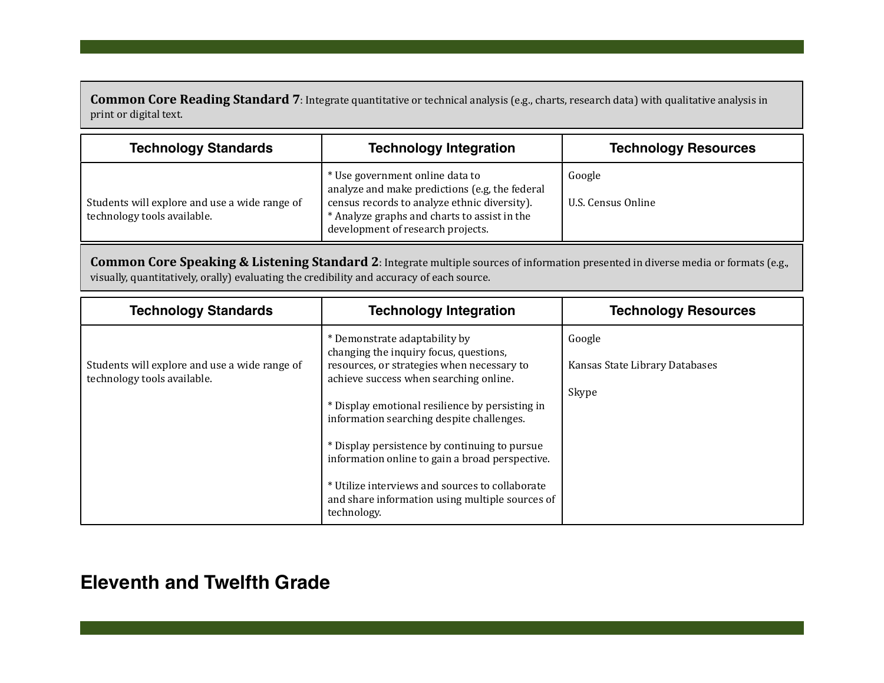**Common Core Reading Standard 7**: Integrate quantitative or technical analysis (e.g., charts, research data) with qualitative analysis in print or digital text.

| Technology Standards | Technology Integration | Technology Resources |
|---|---|---|
| Students will explore and use a wide range of technology tools available. | * Use government online data to analyze and make predictions (e.g, the federal census records to analyze ethnic diversity).<br>* Analyze graphs and charts to assist in the development of research projects. | Google<br><br>U.S. Census Online |

**Common Core Speaking & Listening Standard 2**: Integrate multiple sources of information presented in diverse media or formats (e.g., visually, quantitatively, orally) evaluating the credibility and accuracy of each source.

| Technology Standards | Technology Integration | Technology Resources |
|---|---|---|
| Students will explore and use a wide range of technology tools available. | * Demonstrate adaptability by changing the inquiry focus, questions, resources, or strategies when necessary to achieve success when searching online.<br><br>* Display emotional resilience by persisting in information searching despite challenges.<br><br>* Display persistence by continuing to pursue information online to gain a broad perspective.<br><br>* Utilize interviews and sources to collaborate and share information using multiple sources of technology. | Google<br><br>Kansas State Library Databases<br><br>Skype |

## Eleventh and Twelfth Grade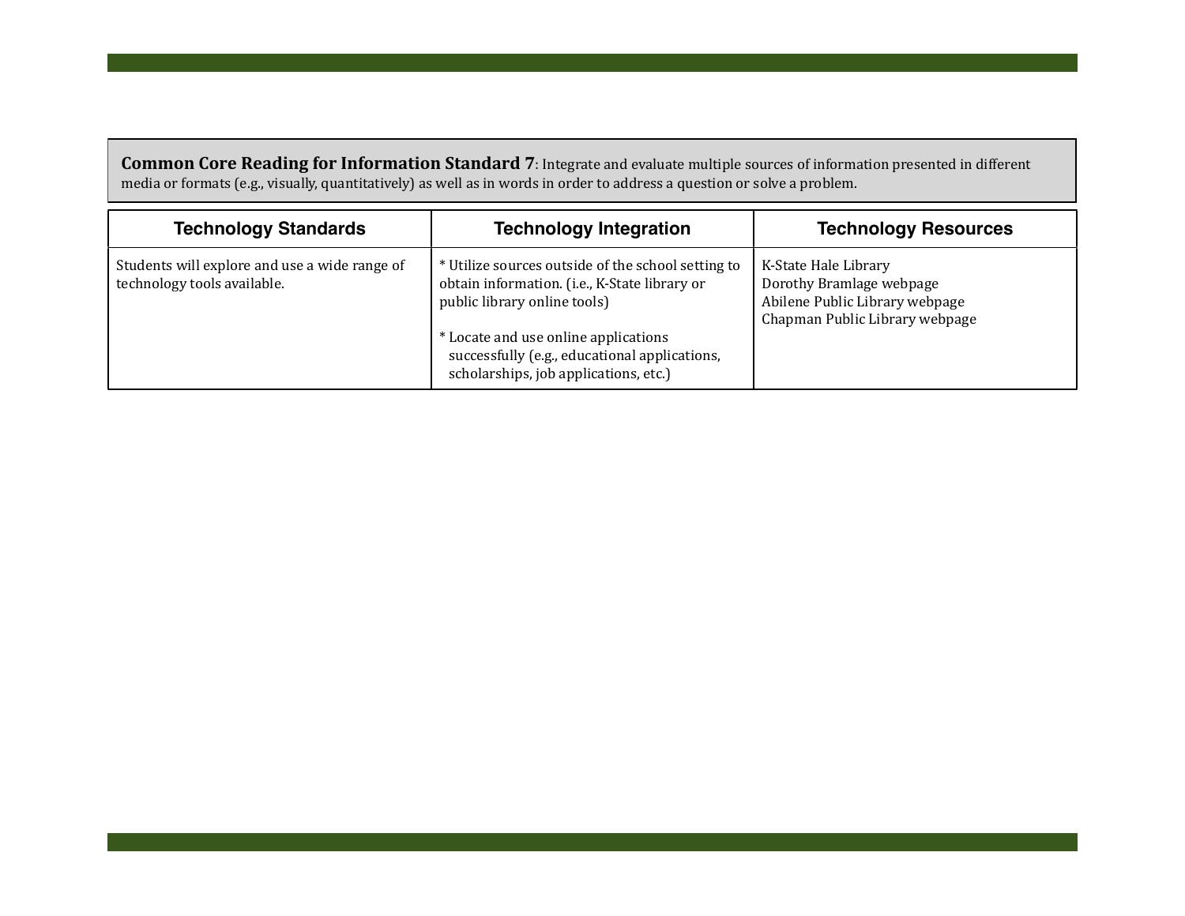**Common Core Reading for Information Standard 7**: Integrate and evaluate multiple sources of information presented in different media or formats (e.g., visually, quantitatively) as well as in words in order to address a question or solve a problem.

| Technology Standards | Technology Integration | Technology Resources |
|---|---|---|
| Students will explore and use a wide range of technology tools available. | * Utilize sources outside of the school setting to obtain information. (i.e., K-State library or public library online tools)<br><br>* Locate and use online applications successfully (e.g., educational applications, scholarships, job applications, etc.) | K-State Hale Library<br>Dorothy Bramlage webpage<br>Abilene Public Library webpage<br>Chapman Public Library webpage |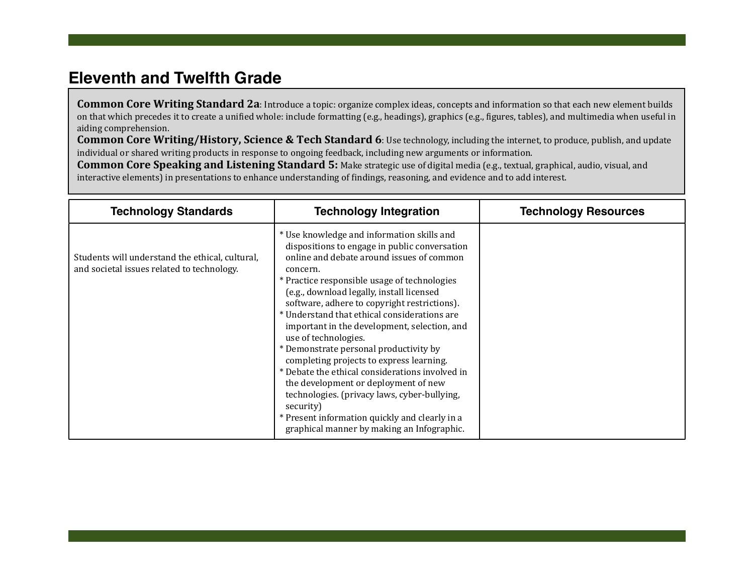## Eleventh and Twelfth Grade

**Common Core Writing Standard 2a**: Introduce a topic: organize complex ideas, concepts and information so that each new element builds on that which precedes it to create a unified whole: include formatting (e.g., headings), graphics (e.g., figures, tables), and multimedia when useful in aiding comprehension.
**Common Core Writing/History, Science & Tech Standard 6**: Use technology, including the internet, to produce, publish, and update individual or shared writing products in response to ongoing feedback, including new arguments or information.
**Common Core Speaking and Listening Standard 5:** Make strategic use of digital media (e.g., textual, graphical, audio, visual, and interactive elements) in presentations to enhance understanding of findings, reasoning, and evidence and to add interest.

| Technology Standards | Technology Integration | Technology Resources |
| --- | --- | --- |
| Students will understand the ethical, cultural, and societal issues related to technology. | * Use knowledge and information skills and dispositions to engage in public conversation online and debate around issues of common concern.<br>* Practice responsible usage of technologies (e.g., download legally, install licensed software, adhere to copyright restrictions).<br>* Understand that ethical considerations are important in the development, selection, and use of technologies.<br>* Demonstrate personal productivity by completing projects to express learning.<br>* Debate the ethical considerations involved in the development or deployment of new technologies. (privacy laws, cyber-bullying, security)<br>* Present information quickly and clearly in a graphical manner by making an Infographic. | |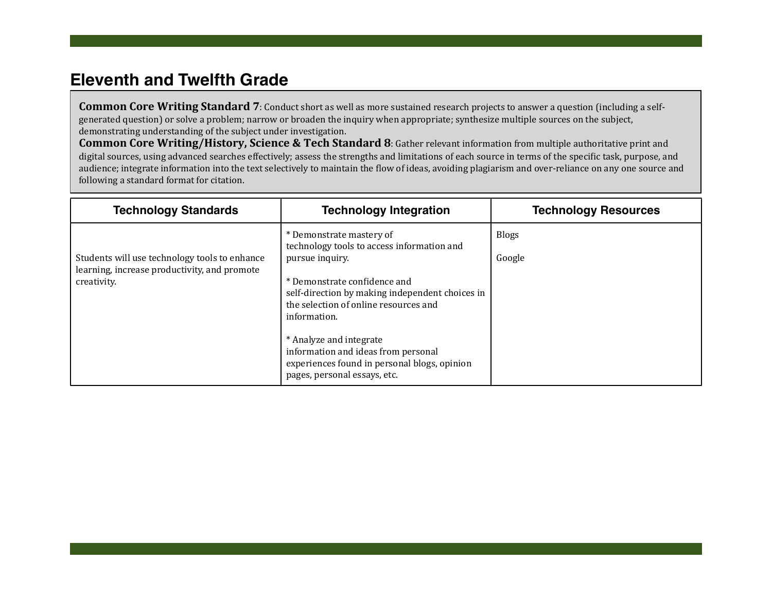## Eleventh and Twelfth Grade

**Common Core Writing Standard 7**: Conduct short as well as more sustained research projects to answer a question (including a self-generated question) or solve a problem; narrow or broaden the inquiry when appropriate; synthesize multiple sources on the subject, demonstrating understanding of the subject under investigation.
**Common Core Writing/History, Science & Tech Standard 8**: Gather relevant information from multiple authoritative print and digital sources, using advanced searches effectively; assess the strengths and limitations of each source in terms of the specific task, purpose, and audience; integrate information into the text selectively to maintain the flow of ideas, avoiding plagiarism and over-reliance on any one source and following a standard format for citation.

| Technology Standards | Technology Integration | Technology Resources |
|---|---|---|
| Students will use technology tools to enhance learning, increase productivity, and promote creativity. | * Demonstrate mastery of technology tools to access information and pursue inquiry.<br><br>* Demonstrate confidence and self-direction by making independent choices in the selection of online resources and information.<br><br>* Analyze and integrate information and ideas from personal experiences found in personal blogs, opinion pages, personal essays, etc. | Blogs<br><br>Google |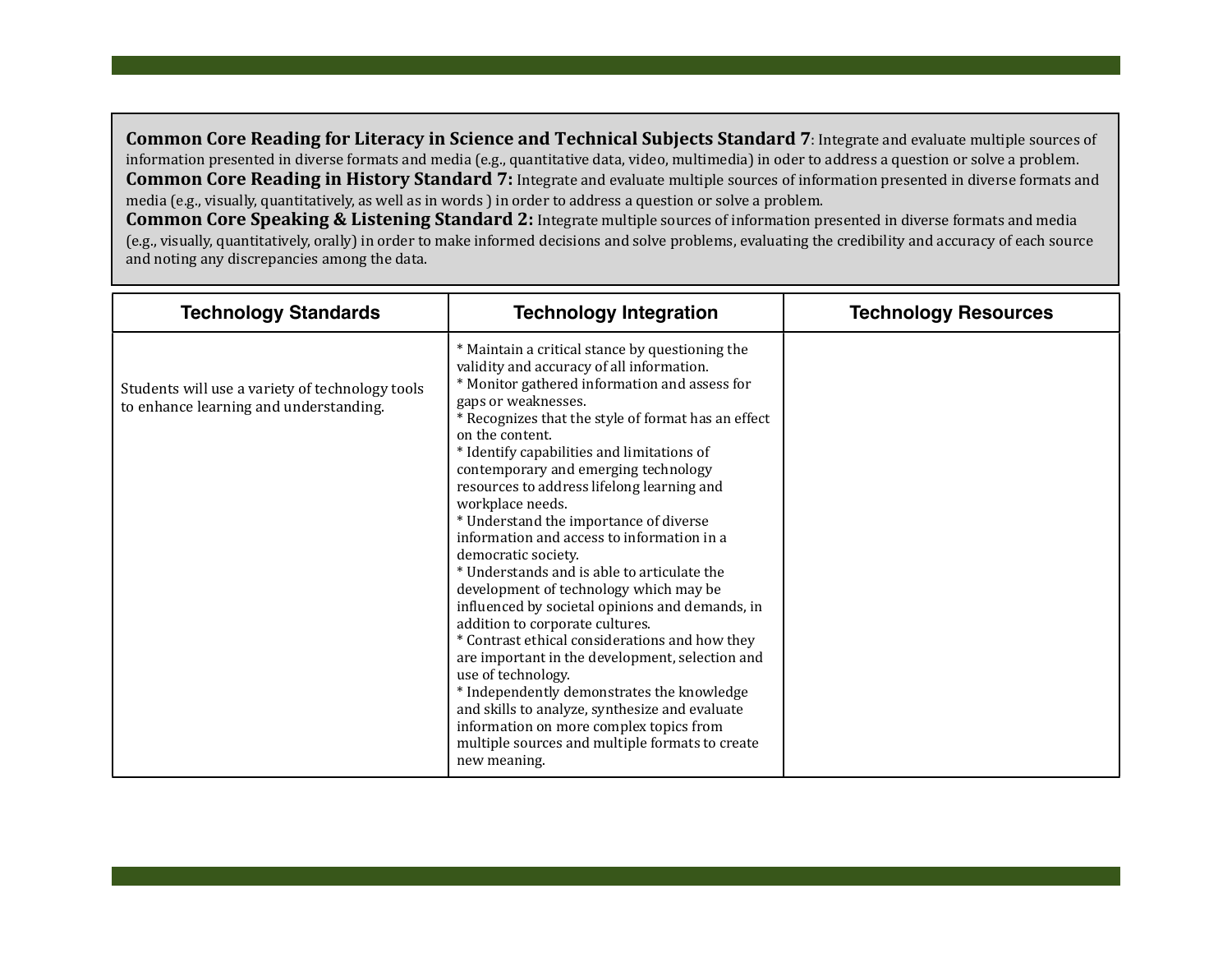**Common Core Reading for Literacy in Science and Technical Subjects Standard 7**: Integrate and evaluate multiple sources of information presented in diverse formats and media (e.g., quantitative data, video, multimedia) in oder to address a question or solve a problem.
**Common Core Reading in History Standard 7:** Integrate and evaluate multiple sources of information presented in diverse formats and media (e.g., visually, quantitatively, as well as in words ) in order to address a question or solve a problem.
**Common Core Speaking & Listening Standard 2:** Integrate multiple sources of information presented in diverse formats and media (e.g., visually, quantitatively, orally) in order to make informed decisions and solve problems, evaluating the credibility and accuracy of each source and noting any discrepancies among the data.

| Technology Standards | Technology Integration | Technology Resources |
|---|---|---|
| Students will use a variety of technology tools to enhance learning and understanding. | * Maintain a critical stance by questioning the validity and accuracy of all information.<br>* Monitor gathered information and assess for gaps or weaknesses.<br>* Recognizes that the style of format has an effect on the content.<br>* Identify capabilities and limitations of contemporary and emerging technology resources to address lifelong learning and workplace needs.<br>* Understand the importance of diverse information and access to information in a democratic society.<br>* Understands and is able to articulate the development of technology which may be influenced by societal opinions and demands, in addition to corporate cultures.<br>* Contrast ethical considerations and how they are important in the development, selection and use of technology.<br>* Independently demonstrates the knowledge and skills to analyze, synthesize and evaluate information on more complex topics from multiple sources and multiple formats to create new meaning. | |